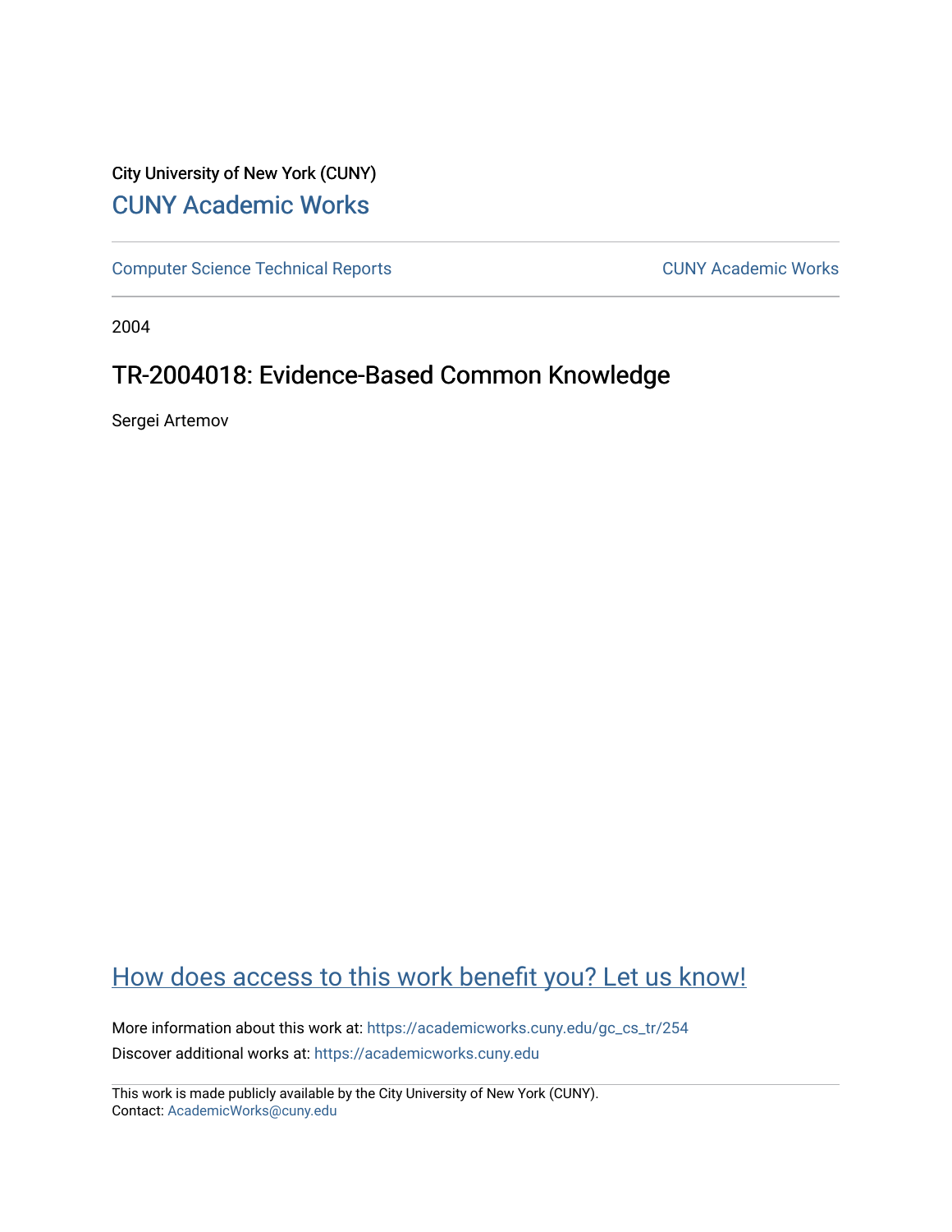City University of New York (CUNY)

## CUNY Academic Works

Computer Science Technical Reports | CUNY Academic Works

2004

# TR-2004018: Evidence-Based Common Knowledge

Sergei Artemov

How does access to this work benefit you? Let us know!

More information about this work at: https://academicworks.cuny.edu/gc_cs_tr/254

Discover additional works at: https://academicworks.cuny.edu

This work is made publicly available by the City University of New York (CUNY).
Contact: AcademicWorks@cuny.edu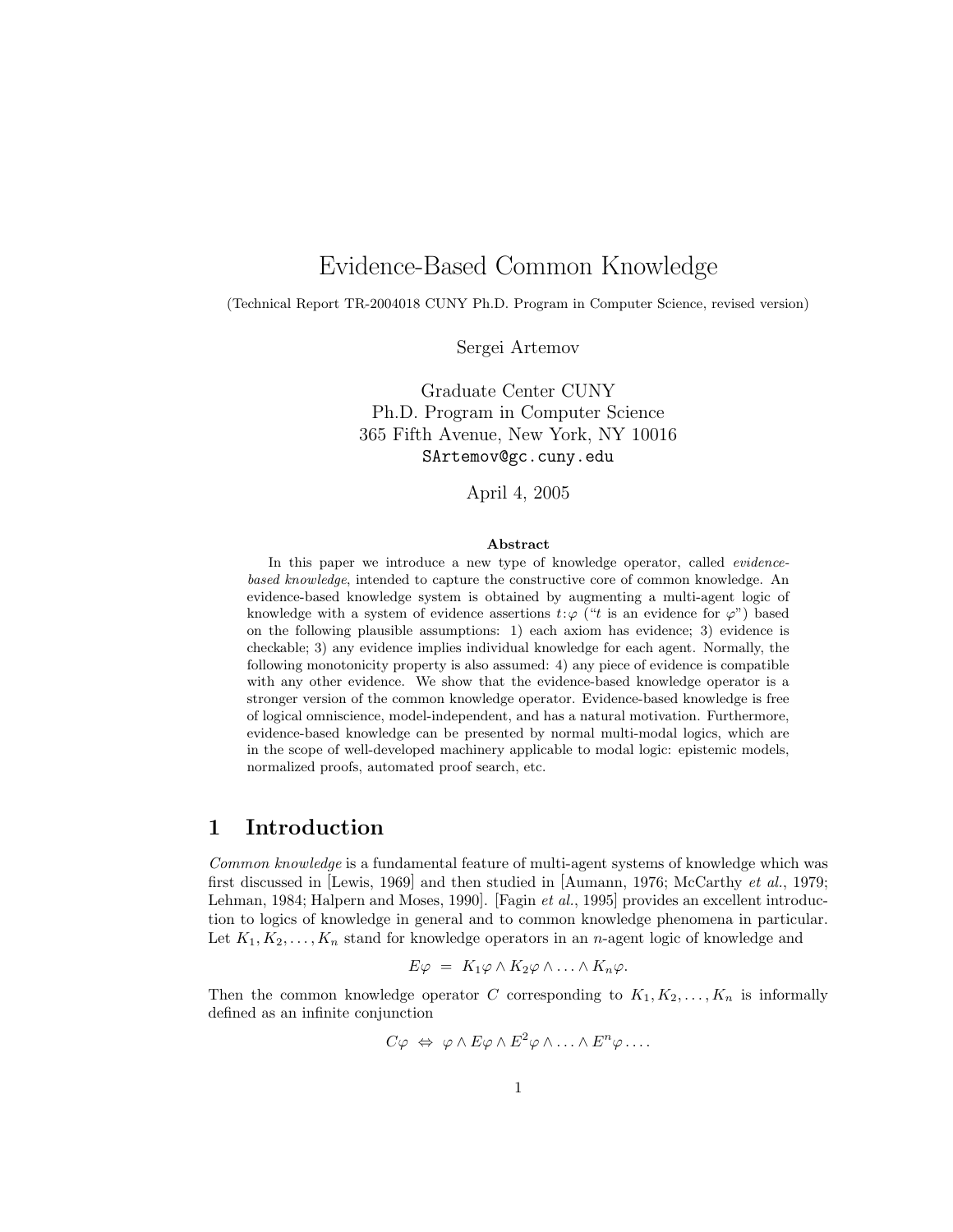# Evidence-Based Common Knowledge

(Technical Report TR-2004018 CUNY Ph.D. Program in Computer Science, revised version)

Sergei Artemov

Graduate Center CUNY  
Ph.D. Program in Computer Science  
365 Fifth Avenue, New York, NY 10016  
SArtemov@gc.cuny.edu

April 4, 2005

**Abstract**

In this paper we introduce a new type of knowledge operator, called *evidence-based knowledge*, intended to capture the constructive core of common knowledge. An evidence-based knowledge system is obtained by augmenting a multi-agent logic of knowledge with a system of evidence assertions $t{:}\varphi$ ("$t$ is an evidence for $\varphi$") based on the following plausible assumptions: 1) each axiom has evidence; 3) evidence is checkable; 3) any evidence implies individual knowledge for each agent. Normally, the following monotonicity property is also assumed: 4) any piece of evidence is compatible with any other evidence. We show that the evidence-based knowledge operator is a stronger version of the common knowledge operator. Evidence-based knowledge is free of logical omniscience, model-independent, and has a natural motivation. Furthermore, evidence-based knowledge can be presented by normal multi-modal logics, which are in the scope of well-developed machinery applicable to modal logic: epistemic models, normalized proofs, automated proof search, etc.

## 1 Introduction

*Common knowledge* is a fundamental feature of multi-agent systems of knowledge which was first discussed in [Lewis, 1969] and then studied in [Aumann, 1976; McCarthy *et al.*, 1979; Lehman, 1984; Halpern and Moses, 1990]. [Fagin *et al.*, 1995] provides an excellent introduction to logics of knowledge in general and to common knowledge phenomena in particular. Let $K_1, K_2, \ldots, K_n$ stand for knowledge operators in an $n$-agent logic of knowledge and

$$E\varphi \ = \ K_1\varphi \wedge K_2\varphi \wedge \ldots \wedge K_n\varphi.$$

Then the common knowledge operator $C$ corresponding to $K_1, K_2, \ldots, K_n$ is informally defined as an infinite conjunction

$$C\varphi \ \Leftrightarrow \ \varphi \wedge E\varphi \wedge E^2\varphi \wedge \ldots \wedge E^n\varphi \ldots.$$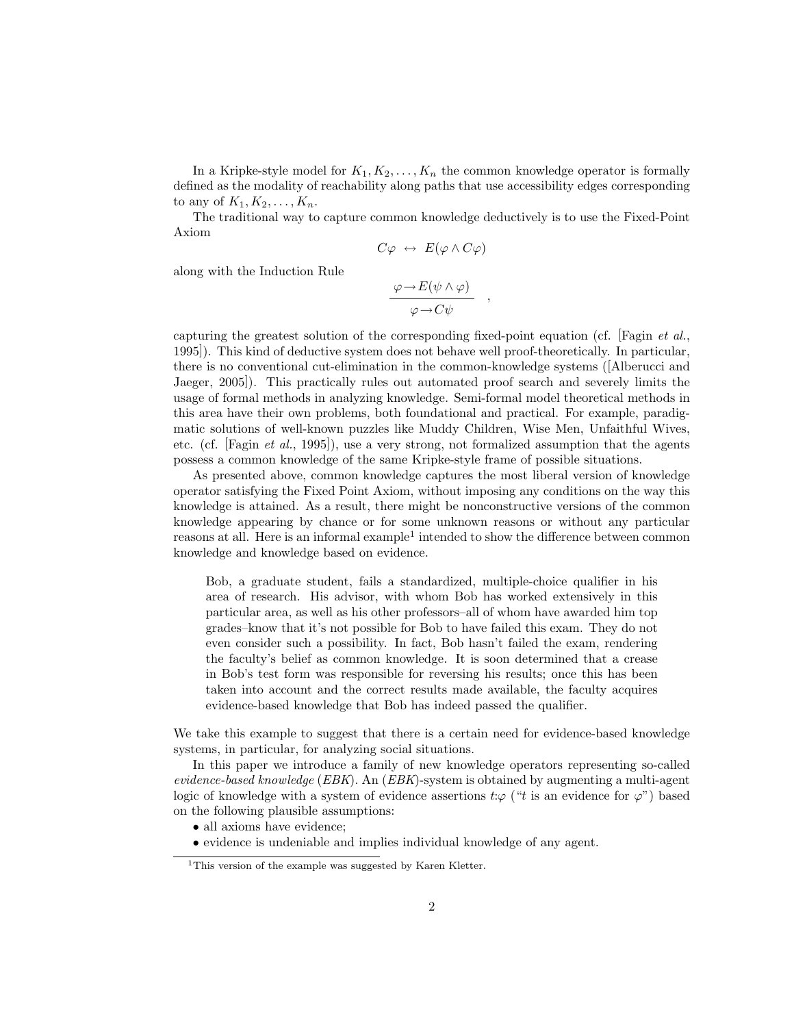In a Kripke-style model for $K_1, K_2, \ldots, K_n$ the common knowledge operator is formally defined as the modality of reachability along paths that use accessibility edges corresponding to any of $K_1, K_2, \ldots, K_n$.

The traditional way to capture common knowledge deductively is to use the Fixed-Point Axiom

$$C\varphi \;\leftrightarrow\; E(\varphi \wedge C\varphi)$$

along with the Induction Rule

$$\frac{\varphi \rightarrow E(\psi \wedge \varphi)}{\varphi \rightarrow C\psi}\quad ,$$

capturing the greatest solution of the corresponding fixed-point equation (cf. [Fagin *et al.*, 1995]). This kind of deductive system does not behave well proof-theoretically. In particular, there is no conventional cut-elimination in the common-knowledge systems ([Alberucci and Jaeger, 2005]). This practically rules out automated proof search and severely limits the usage of formal methods in analyzing knowledge. Semi-formal model theoretical methods in this area have their own problems, both foundational and practical. For example, paradigmatic solutions of well-known puzzles like Muddy Children, Wise Men, Unfaithful Wives, etc. (cf. [Fagin *et al.*, 1995]), use a very strong, not formalized assumption that the agents possess a common knowledge of the same Kripke-style frame of possible situations.

As presented above, common knowledge captures the most liberal version of knowledge operator satisfying the Fixed Point Axiom, without imposing any conditions on the way this knowledge is attained. As a result, there might be nonconstructive versions of the common knowledge appearing by chance or for some unknown reasons or without any particular reasons at all. Here is an informal example[1] intended to show the difference between common knowledge and knowledge based on evidence.

> Bob, a graduate student, fails a standardized, multiple-choice qualifier in his area of research. His advisor, with whom Bob has worked extensively in this particular area, as well as his other professors–all of whom have awarded him top grades–know that it's not possible for Bob to have failed this exam. They do not even consider such a possibility. In fact, Bob hasn't failed the exam, rendering the faculty's belief as common knowledge. It is soon determined that a crease in Bob's test form was responsible for reversing his results; once this has been taken into account and the correct results made available, the faculty acquires evidence-based knowledge that Bob has indeed passed the qualifier.

We take this example to suggest that there is a certain need for evidence-based knowledge systems, in particular, for analyzing social situations.

In this paper we introduce a family of new knowledge operators representing so-called *evidence-based knowledge* (*EBK*). An (*EBK*)-system is obtained by augmenting a multi-agent logic of knowledge with a system of evidence assertions $t{:}\varphi$ ("$t$ is an evidence for $\varphi$") based on the following plausible assumptions:

- all axioms have evidence;
- evidence is undeniable and implies individual knowledge of any agent.

[1] This version of the example was suggested by Karen Kletter.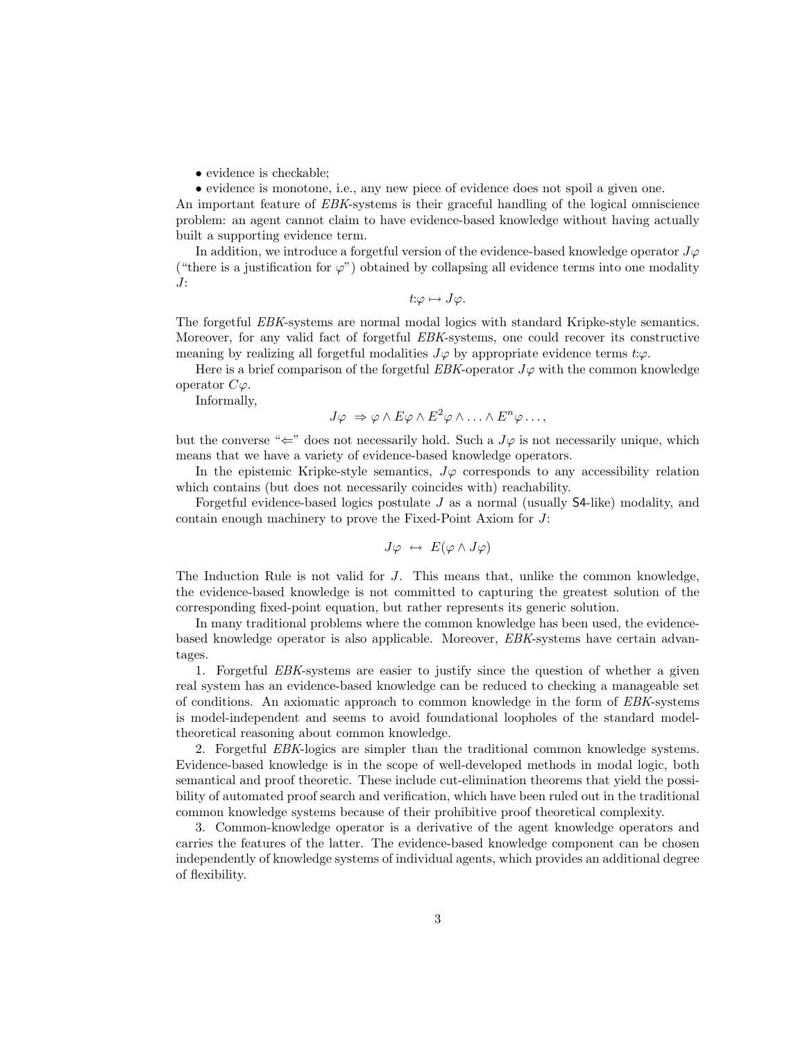- evidence is checkable;
- evidence is monotone, i.e., any new piece of evidence does not spoil a given one.

An important feature of *EBK*-systems is their graceful handling of the logical omniscience problem: an agent cannot claim to have evidence-based knowledge without having actually built a supporting evidence term.

In addition, we introduce a forgetful version of the evidence-based knowledge operator $J\varphi$ ("there is a justification for $\varphi$") obtained by collapsing all evidence terms into one modality $J$:

$$t{:}\varphi \mapsto J\varphi.$$

The forgetful *EBK*-systems are normal modal logics with standard Kripke-style semantics. Moreover, for any valid fact of forgetful *EBK*-systems, one could recover its constructive meaning by realizing all forgetful modalities $J\varphi$ by appropriate evidence terms $t{:}\varphi$.

Here is a brief comparison of the forgetful *EBK*-operator $J\varphi$ with the common knowledge operator $C\varphi$.

Informally,

$$J\varphi \;\Rightarrow \varphi \wedge E\varphi \wedge E^2\varphi \wedge \ldots \wedge E^n\varphi \ldots,$$

but the converse "$\Leftarrow$" does not necessarily hold. Such a $J\varphi$ is not necessarily unique, which means that we have a variety of evidence-based knowledge operators.

In the epistemic Kripke-style semantics, $J\varphi$ corresponds to any accessibility relation which contains (but does not necessarily coincides with) reachability.

Forgetful evidence-based logics postulate $J$ as a normal (usually $\mathsf{S4}$-like) modality, and contain enough machinery to prove the Fixed-Point Axiom for $J$:

$$J\varphi \;\leftrightarrow\; E(\varphi \wedge J\varphi)$$

The Induction Rule is not valid for $J$. This means that, unlike the common knowledge, the evidence-based knowledge is not committed to capturing the greatest solution of the corresponding fixed-point equation, but rather represents its generic solution.

In many traditional problems where the common knowledge has been used, the evidence-based knowledge operator is also applicable. Moreover, *EBK*-systems have certain advantages.

1. Forgetful *EBK*-systems are easier to justify since the question of whether a given real system has an evidence-based knowledge can be reduced to checking a manageable set of conditions. An axiomatic approach to common knowledge in the form of *EBK*-systems is model-independent and seems to avoid foundational loopholes of the standard model-theoretical reasoning about common knowledge.

2. Forgetful *EBK*-logics are simpler than the traditional common knowledge systems. Evidence-based knowledge is in the scope of well-developed methods in modal logic, both semantical and proof theoretic. These include cut-elimination theorems that yield the possibility of automated proof search and verification, which have been ruled out in the traditional common knowledge systems because of their prohibitive proof theoretical complexity.

3. Common-knowledge operator is a derivative of the agent knowledge operators and carries the features of the latter. The evidence-based knowledge component can be chosen independently of knowledge systems of individual agents, which provides an additional degree of flexibility.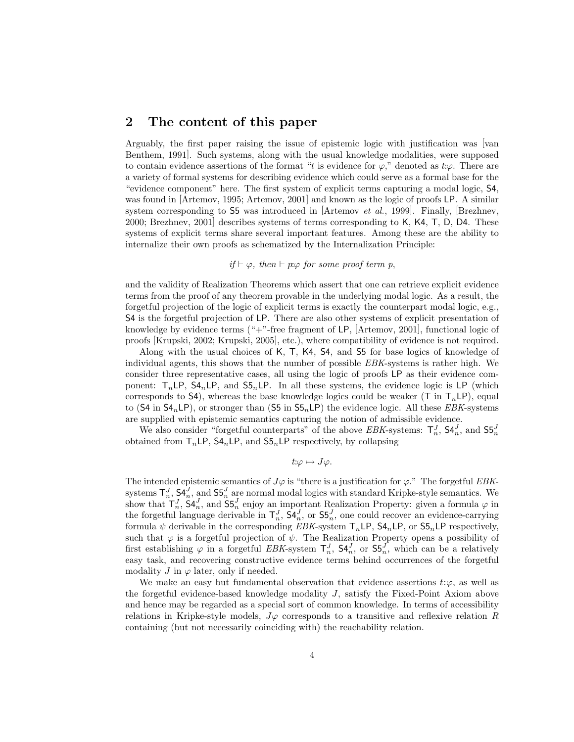## 2 The content of this paper

Arguably, the first paper raising the issue of epistemic logic with justification was [van Benthem, 1991]. Such systems, along with the usual knowledge modalities, were supposed to contain evidence assertions of the format "$t$ is evidence for $\varphi$," denoted as $t{:}\varphi$. There are a variety of formal systems for describing evidence which could serve as a formal base for the "evidence component" here. The first system of explicit terms capturing a modal logic, $\mathsf{S4}$, was found in [Artemov, 1995; Artemov, 2001] and known as the logic of proofs $\mathsf{LP}$. A similar system corresponding to $\mathsf{S5}$ was introduced in [Artemov *et al.*, 1999]. Finally, [Brezhnev, 2000; Brezhnev, 2001] describes systems of terms corresponding to $\mathsf{K}$, $\mathsf{K4}$, $\mathsf{T}$, $\mathsf{D}$, $\mathsf{D4}$. These systems of explicit terms share several important features. Among these are the ability to internalize their own proofs as schematized by the Internalization Principle:

$$\textit{if} \vdash \varphi, \textit{ then} \vdash p{:}\varphi \textit{ for some proof term } p,$$

and the validity of Realization Theorems which assert that one can retrieve explicit evidence terms from the proof of any theorem provable in the underlying modal logic. As a result, the forgetful projection of the logic of explicit terms is exactly the counterpart modal logic, e.g., $\mathsf{S4}$ is the forgetful projection of $\mathsf{LP}$. There are also other systems of explicit presentation of knowledge by evidence terms ("+"-free fragment of $\mathsf{LP}$, [Artemov, 2001], functional logic of proofs [Krupski, 2002; Krupski, 2005], etc.), where compatibility of evidence is not required.

Along with the usual choices of $\mathsf{K}$, $\mathsf{T}$, $\mathsf{K4}$, $\mathsf{S4}$, and $\mathsf{S5}$ for base logics of knowledge of individual agents, this shows that the number of possible *EBK*-systems is rather high. We consider three representative cases, all using the logic of proofs $\mathsf{LP}$ as their evidence component: $\mathsf{T}_n\mathsf{LP}$, $\mathsf{S4}_n\mathsf{LP}$, and $\mathsf{S5}_n\mathsf{LP}$. In all these systems, the evidence logic is $\mathsf{LP}$ (which corresponds to $\mathsf{S4}$), whereas the base knowledge logics could be weaker ($\mathsf{T}$ in $\mathsf{T}_n\mathsf{LP}$), equal to ($\mathsf{S4}$ in $\mathsf{S4}_n\mathsf{LP}$), or stronger than ($\mathsf{S5}$ in $\mathsf{S5}_n\mathsf{LP}$) the evidence logic. All these *EBK*-systems are supplied with epistemic semantics capturing the notion of admissible evidence.

We also consider "forgetful counterparts" of the above *EBK*-systems: $\mathsf{T}_n^J$, $\mathsf{S4}_n^J$, and $\mathsf{S5}_n^J$ obtained from $\mathsf{T}_n\mathsf{LP}$, $\mathsf{S4}_n\mathsf{LP}$, and $\mathsf{S5}_n\mathsf{LP}$ respectively, by collapsing

$$t{:}\varphi \mapsto J\varphi.$$

The intended epistemic semantics of $J\varphi$ is "there is a justification for $\varphi$." The forgetful *EBK*-systems $\mathsf{T}_n^J$, $\mathsf{S4}_n^J$, and $\mathsf{S5}_n^J$ are normal modal logics with standard Kripke-style semantics. We show that $\mathsf{T}_n^J$, $\mathsf{S4}_n^J$, and $\mathsf{S5}_n^J$ enjoy an important Realization Property: given a formula $\varphi$ in the forgetful language derivable in $\mathsf{T}_n^J$, $\mathsf{S4}_n^J$, or $\mathsf{S5}_n^J$, one could recover an evidence-carrying formula $\psi$ derivable in the corresponding *EBK*-system $\mathsf{T}_n\mathsf{LP}$, $\mathsf{S4}_n\mathsf{LP}$, or $\mathsf{S5}_n\mathsf{LP}$ respectively, such that $\varphi$ is a forgetful projection of $\psi$. The Realization Property opens a possibility of first establishing $\varphi$ in a forgetful *EBK*-system $\mathsf{T}_n^J$, $\mathsf{S4}_n^J$, or $\mathsf{S5}_n^J$, which can be a relatively easy task, and recovering constructive evidence terms behind occurrences of the forgetful modality $J$ in $\varphi$ later, only if needed.

We make an easy but fundamental observation that evidence assertions $t{:}\varphi$, as well as the forgetful evidence-based knowledge modality $J$, satisfy the Fixed-Point Axiom above and hence may be regarded as a special sort of common knowledge. In terms of accessibility relations in Kripke-style models, $J\varphi$ corresponds to a transitive and reflexive relation $R$ containing (but not necessarily coinciding with) the reachability relation.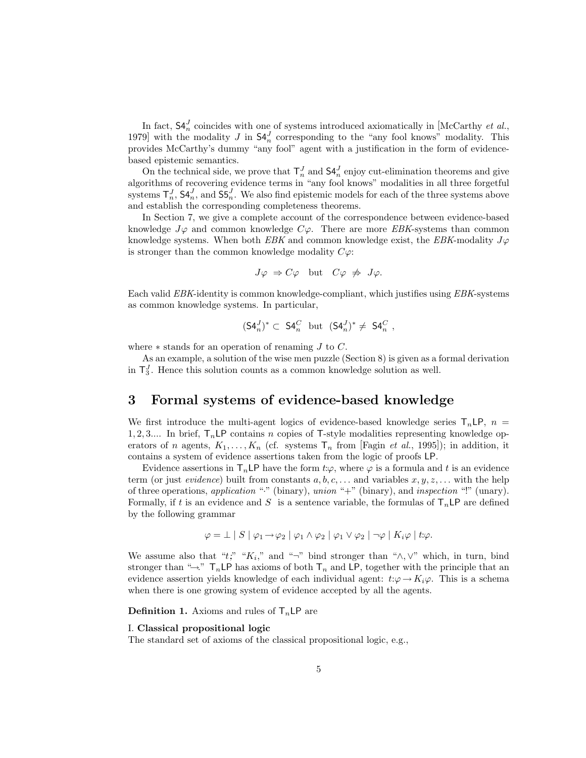In fact, $\mathsf{S4}_n^J$ coincides with one of systems introduced axiomatically in [McCarthy *et al.*, 1979] with the modality $J$ in $\mathsf{S4}_n^J$ corresponding to the "any fool knows" modality. This provides McCarthy's dummy "any fool" agent with a justification in the form of evidence-based epistemic semantics.

On the technical side, we prove that $\mathsf{T}_n^J$ and $\mathsf{S4}_n^J$ enjoy cut-elimination theorems and give algorithms of recovering evidence terms in "any fool knows" modalities in all three forgetful systems $\mathsf{T}_n^J$, $\mathsf{S4}_n^J$, and $\mathsf{S5}_n^J$. We also find epistemic models for each of the three systems above and establish the corresponding completeness theorems.

In Section 7, we give a complete account of the correspondence between evidence-based knowledge $J\varphi$ and common knowledge $C\varphi$. There are more *EBK*-systems than common knowledge systems. When both *EBK* and common knowledge exist, the *EBK*-modality $J\varphi$ is stronger than the common knowledge modality $C\varphi$:

$$J\varphi \;\Rightarrow C\varphi \quad \text{but} \quad C\varphi \;\not\Rightarrow\; J\varphi.$$

Each valid *EBK*-identity is common knowledge-compliant, which justifies using *EBK*-systems as common knowledge systems. In particular,

$$(\mathsf{S4}_n^J)^* \subset \; \mathsf{S4}_n^C \;\; \text{but} \;\; (\mathsf{S4}_n^J)^* \neq \; \mathsf{S4}_n^C \;,$$

where $*$ stands for an operation of renaming $J$ to $C$.

As an example, a solution of the wise men puzzle (Section 8) is given as a formal derivation in $\mathsf{T}_3^J$. Hence this solution counts as a common knowledge solution as well.

# 3 Formal systems of evidence-based knowledge

We first introduce the multi-agent logics of evidence-based knowledge series $\mathsf{T}_n\mathsf{LP}$, $n = 1, 2, 3....$ In brief, $\mathsf{T}_n\mathsf{LP}$ contains $n$ copies of $\mathsf{T}$-style modalities representing knowledge operators of $n$ agents, $K_1, \ldots, K_n$ (cf. systems $\mathsf{T}_n$ from [Fagin *et al.*, 1995]); in addition, it contains a system of evidence assertions taken from the logic of proofs $\mathsf{LP}$.

Evidence assertions in $\mathsf{T}_n\mathsf{LP}$ have the form $t{:}\varphi$, where $\varphi$ is a formula and $t$ is an evidence term (or just *evidence*) built from constants $a, b, c, \ldots$ and variables $x, y, z, \ldots$ with the help of three operations, *application* "$\cdot$" (binary), *union* "$+$" (binary), and *inspection* "!" (unary). Formally, if $t$ is an evidence and $S$ is a sentence variable, the formulas of $\mathsf{T}_n\mathsf{LP}$ are defined by the following grammar

$$\varphi = \bot \mid S \mid \varphi_1 \to \varphi_2 \mid \varphi_1 \wedge \varphi_2 \mid \varphi_1 \vee \varphi_2 \mid \neg\varphi \mid K_i\varphi \mid t{:}\varphi.$$

We assume also that "$t{:}$" "$K_i$," and "$\neg$" bind stronger than "$\wedge, \vee$" which, in turn, bind stronger than "$\to$." $\mathsf{T}_n\mathsf{LP}$ has axioms of both $\mathsf{T}_n$ and $\mathsf{LP}$, together with the principle that an evidence assertion yields knowledge of each individual agent: $t{:}\varphi \to K_i\varphi$. This is a schema when there is one growing system of evidence accepted by all the agents.

**Definition 1.** Axioms and rules of $\mathsf{T}_n\mathsf{LP}$ are

I. **Classical propositional logic**
The standard set of axioms of the classical propositional logic, e.g.,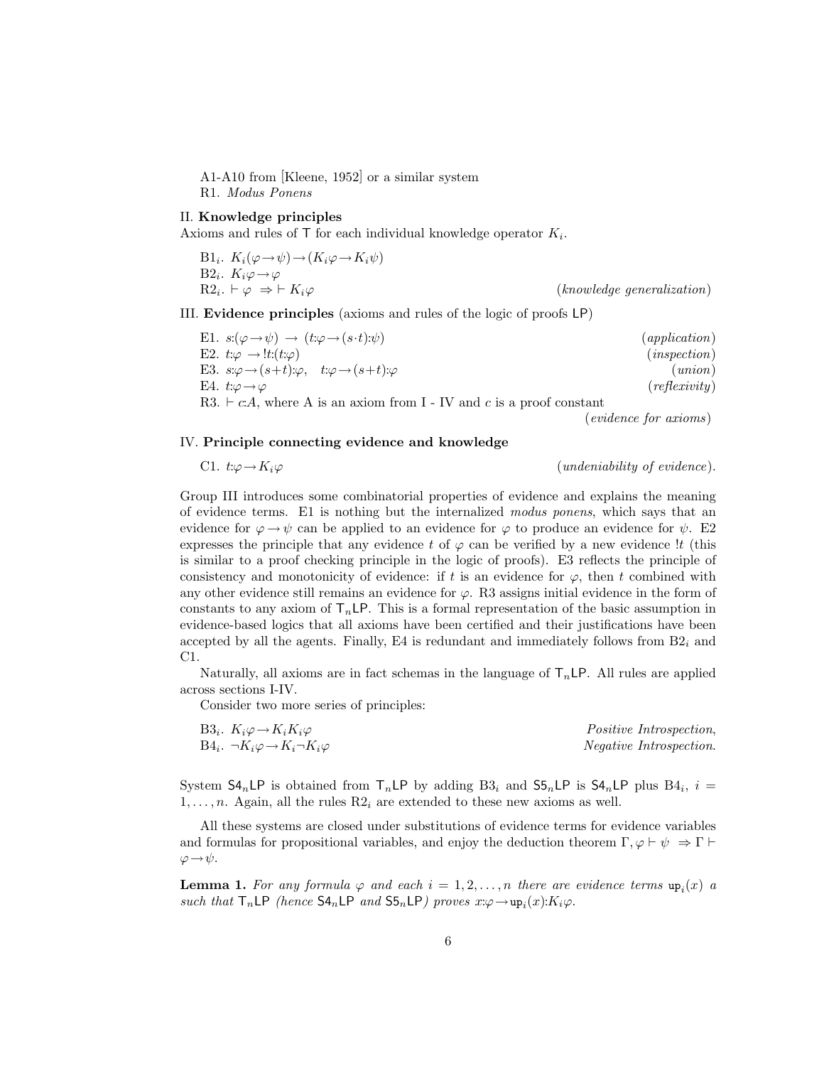A1-A10 from [Kleene, 1952] or a similar system
R1. *Modus Ponens*

II. **Knowledge principles**
Axioms and rules of T for each individual knowledge operator $K_i$.

B1$_i$. $K_i(\varphi\rightarrow\psi)\rightarrow(K_i\varphi\rightarrow K_i\psi)$
B2$_i$. $K_i\varphi\rightarrow\varphi$
R2$_i$. $\vdash\varphi\;\Rightarrow\;\vdash K_i\varphi$ (*knowledge generalization*)

III. **Evidence principles** (axioms and rules of the logic of proofs LP)

E1. $s{:}(\varphi\rightarrow\psi)\;\rightarrow\;(t{:}\varphi\rightarrow(s\cdot t){:}\psi)$ (*application*)
E2. $t{:}\varphi\;\rightarrow\,!t{:}(t{:}\varphi)$ (*inspection*)
E3. $s{:}\varphi\rightarrow(s+t){:}\varphi,\quad t{:}\varphi\rightarrow(s+t){:}\varphi$ (*union*)
E4. $t{:}\varphi\rightarrow\varphi$ (*reflexivity*)
R3. $\vdash c{:}A$, where A is an axiom from I - IV and $c$ is a proof constant (*evidence for axioms*)

IV. **Principle connecting evidence and knowledge**

C1. $t{:}\varphi\rightarrow K_i\varphi$ (*undeniability of evidence*).

Group III introduces some combinatorial properties of evidence and explains the meaning of evidence terms. E1 is nothing but the internalized *modus ponens*, which says that an evidence for $\varphi\rightarrow\psi$ can be applied to an evidence for $\varphi$ to produce an evidence for $\psi$. E2 expresses the principle that any evidence $t$ of $\varphi$ can be verified by a new evidence $!t$ (this is similar to a proof checking principle in the logic of proofs). E3 reflects the principle of consistency and monotonicity of evidence: if $t$ is an evidence for $\varphi$, then $t$ combined with any other evidence still remains an evidence for $\varphi$. R3 assigns initial evidence in the form of constants to any axiom of $\mathsf{T}_n\mathsf{LP}$. This is a formal representation of the basic assumption in evidence-based logics that all axioms have been certified and their justifications have been accepted by all the agents. Finally, E4 is redundant and immediately follows from B2$_i$ and C1.

Naturally, all axioms are in fact schemas in the language of $\mathsf{T}_n\mathsf{LP}$. All rules are applied across sections I-IV.

Consider two more series of principles:

B3$_i$. $K_i\varphi\rightarrow K_iK_i\varphi$ *Positive Introspection*,
B4$_i$. $\neg K_i\varphi\rightarrow K_i\neg K_i\varphi$ *Negative Introspection*.

System $\mathsf{S4}_n\mathsf{LP}$ is obtained from $\mathsf{T}_n\mathsf{LP}$ by adding B3$_i$ and $\mathsf{S5}_n\mathsf{LP}$ is $\mathsf{S4}_n\mathsf{LP}$ plus B4$_i$, $i=1,\ldots,n$. Again, all the rules R2$_i$ are extended to these new axioms as well.

All these systems are closed under substitutions of evidence terms for evidence variables and formulas for propositional variables, and enjoy the deduction theorem $\Gamma,\varphi\vdash\psi\;\Rightarrow\Gamma\vdash\varphi\rightarrow\psi$.

**Lemma 1.** *For any formula $\varphi$ and each $i=1,2,\ldots,n$ there are evidence terms $\mathtt{up}_i(x)$ a such that $\mathsf{T}_n\mathsf{LP}$ (hence $\mathsf{S4}_n\mathsf{LP}$ and $\mathsf{S5}_n\mathsf{LP}$) proves $x{:}\varphi\rightarrow\mathtt{up}_i(x){:}K_i\varphi$.*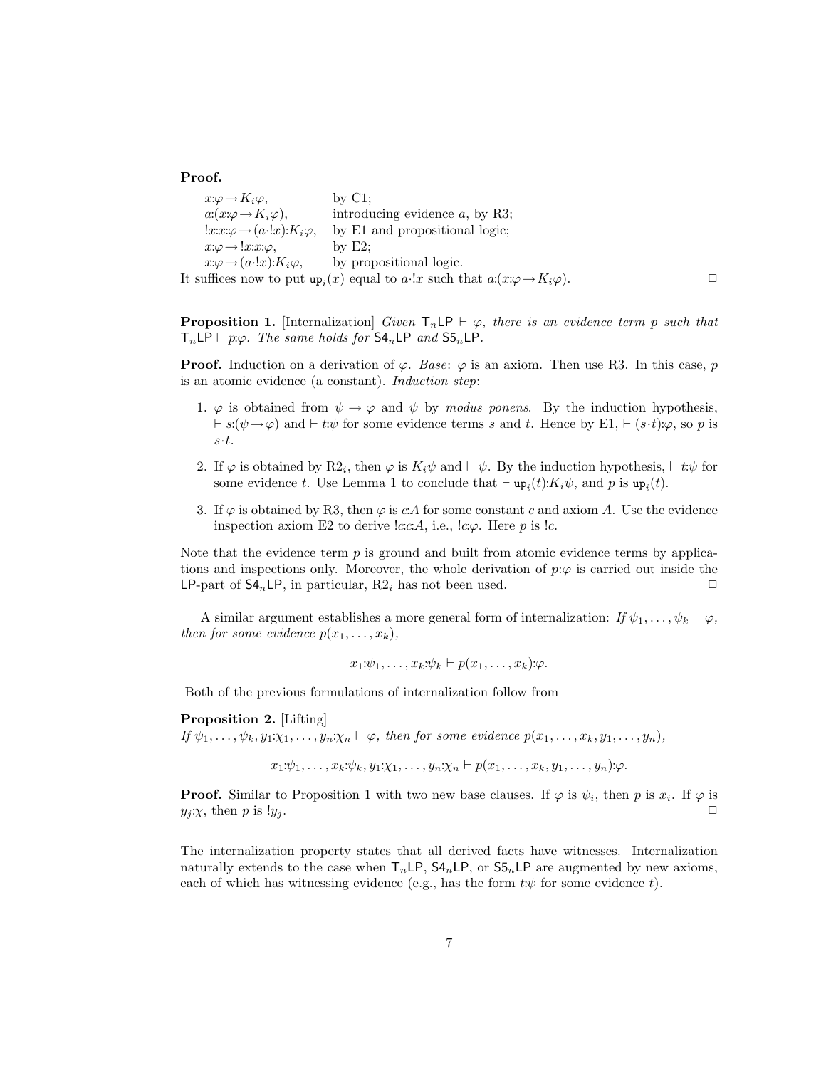**Proof.**

| | |
|---|---|
| $x{:}\varphi \rightarrow K_i\varphi$, | by C1; |
| $a{:}(x{:}\varphi \rightarrow K_i\varphi)$, | introducing evidence $a$, by R3; |
| $!x{:}x{:}\varphi \rightarrow (a\cdot !x){:}K_i\varphi$, | by E1 and propositional logic; |
| $x{:}\varphi \rightarrow !x{:}x{:}\varphi$, | by E2; |
| $x{:}\varphi \rightarrow (a\cdot !x){:}K_i\varphi$, | by propositional logic. |

It suffices now to put $\mathtt{up}_i(x)$ equal to $a\cdot !x$ such that $a{:}(x{:}\varphi \rightarrow K_i\varphi)$. □

**Proposition 1.** [Internalization] *Given* $\mathsf{T}_n\mathsf{LP} \vdash \varphi$*, there is an evidence term* $p$ *such that* $\mathsf{T}_n\mathsf{LP} \vdash p{:}\varphi$*. The same holds for* $\mathsf{S4}_n\mathsf{LP}$ *and* $\mathsf{S5}_n\mathsf{LP}$*.*

**Proof.** Induction on a derivation of $\varphi$. *Base*: $\varphi$ is an axiom. Then use R3. In this case, $p$ is an atomic evidence (a constant). *Induction step*:

1. $\varphi$ is obtained from $\psi \rightarrow \varphi$ and $\psi$ by *modus ponens*. By the induction hypothesis, $\vdash s{:}(\psi \rightarrow \varphi)$ and $\vdash t{:}\psi$ for some evidence terms $s$ and $t$. Hence by E1, $\vdash (s\cdot t){:}\varphi$, so $p$ is $s\cdot t$.

2. If $\varphi$ is obtained by R$2_i$, then $\varphi$ is $K_i\psi$ and $\vdash \psi$. By the induction hypothesis, $\vdash t{:}\psi$ for some evidence $t$. Use Lemma 1 to conclude that $\vdash \mathtt{up}_i(t){:}K_i\psi$, and $p$ is $\mathtt{up}_i(t)$.

3. If $\varphi$ is obtained by R3, then $\varphi$ is $c{:}A$ for some constant $c$ and axiom $A$. Use the evidence inspection axiom E2 to derive $!c{:}c{:}A$, i.e., $!c{:}\varphi$. Here $p$ is $!c$.

Note that the evidence term $p$ is ground and built from atomic evidence terms by applications and inspections only. Moreover, the whole derivation of $p{:}\varphi$ is carried out inside the $\mathsf{LP}$-part of $\mathsf{S4}_n\mathsf{LP}$, in particular, R$2_i$ has not been used. □

A similar argument establishes a more general form of internalization: *If* $\psi_1, \ldots, \psi_k \vdash \varphi$*, then for some evidence* $p(x_1, \ldots, x_k)$,

$$x_1{:}\psi_1, \ldots, x_k{:}\psi_k \vdash p(x_1, \ldots, x_k){:}\varphi.$$

Both of the previous formulations of internalization follow from

**Proposition 2.** [Lifting]
*If* $\psi_1, \ldots, \psi_k, y_1{:}\chi_1, \ldots, y_n{:}\chi_n \vdash \varphi$*, then for some evidence* $p(x_1, \ldots, x_k, y_1, \ldots, y_n)$*,*

$$x_1{:}\psi_1, \ldots, x_k{:}\psi_k, y_1{:}\chi_1, \ldots, y_n{:}\chi_n \vdash p(x_1, \ldots, x_k, y_1, \ldots, y_n){:}\varphi.$$

**Proof.** Similar to Proposition 1 with two new base clauses. If $\varphi$ is $\psi_i$, then $p$ is $x_i$. If $\varphi$ is $y_j{:}\chi$, then $p$ is $!y_j$. □

The internalization property states that all derived facts have witnesses. Internalization naturally extends to the case when $\mathsf{T}_n\mathsf{LP}$, $\mathsf{S4}_n\mathsf{LP}$, or $\mathsf{S5}_n\mathsf{LP}$ are augmented by new axioms, each of which has witnessing evidence (e.g., has the form $t{:}\psi$ for some evidence $t$).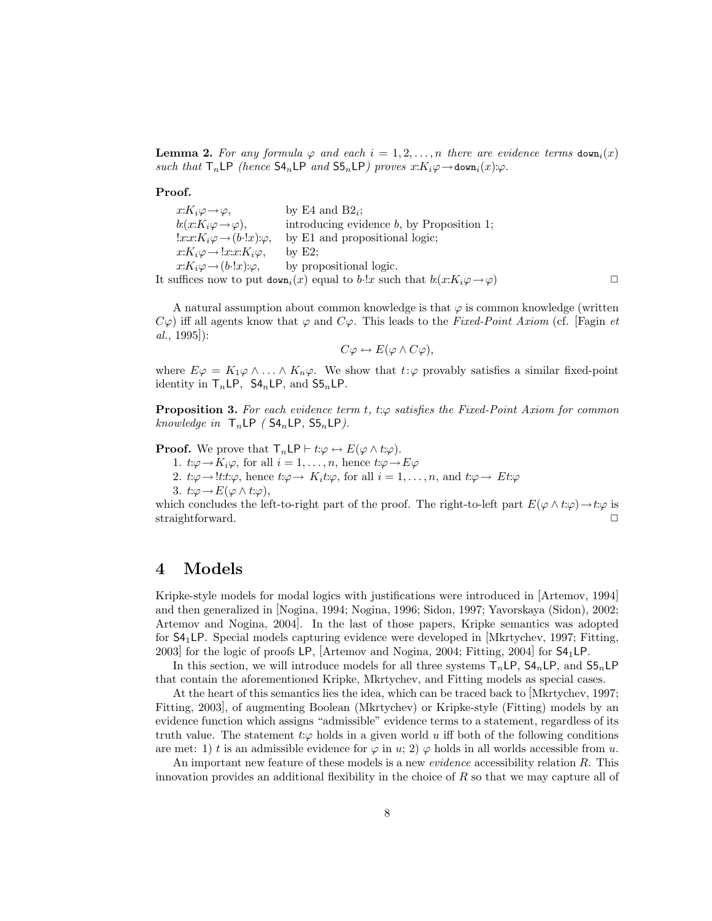**Lemma 2.** *For any formula $\varphi$ and each $i = 1, 2, \ldots, n$ there are evidence terms $\mathtt{down}_i(x)$ such that $\mathsf{T}_n\mathsf{LP}$ (hence $\mathsf{S4}_n\mathsf{LP}$ and $\mathsf{S5}_n\mathsf{LP}$) proves $x{:}K_i\varphi \rightarrow \mathtt{down}_i(x){:}\varphi$.*

**Proof.**

| | |
|---|---|
| $x{:}K_i\varphi \rightarrow \varphi$, | by E4 and B2$_i$; |
| $b{:}(x{:}K_i\varphi \rightarrow \varphi)$, | introducing evidence $b$, by Proposition 1; |
| $!x{:}x{:}K_i\varphi \rightarrow (b\cdot!x){:}\varphi$, | by E1 and propositional logic; |
| $x{:}K_i\varphi \rightarrow !x{:}x{:}K_i\varphi$, | by E2; |
| $x{:}K_i\varphi \rightarrow (b\cdot!x){:}\varphi$, | by propositional logic. |

It suffices now to put $\mathtt{down}_i(x)$ equal to $b\cdot!x$ such that $b{:}(x{:}K_i\varphi \rightarrow \varphi)$ ◻

A natural assumption about common knowledge is that $\varphi$ is common knowledge (written $C\varphi$) iff all agents know that $\varphi$ and $C\varphi$. This leads to the *Fixed-Point Axiom* (cf. [Fagin *et al.*, 1995]):

$$C\varphi \leftrightarrow E(\varphi \wedge C\varphi),$$

where $E\varphi = K_1\varphi \wedge \ldots \wedge K_n\varphi$. We show that $t{:}\varphi$ provably satisfies a similar fixed-point identity in $\mathsf{T}_n\mathsf{LP}$, $\mathsf{S4}_n\mathsf{LP}$, and $\mathsf{S5}_n\mathsf{LP}$.

**Proposition 3.** *For each evidence term $t$, $t{:}\varphi$ satisfies the Fixed-Point Axiom for common knowledge in $\mathsf{T}_n\mathsf{LP}$ ($\mathsf{S4}_n\mathsf{LP}$, $\mathsf{S5}_n\mathsf{LP}$).*

**Proof.** We prove that $\mathsf{T}_n\mathsf{LP} \vdash t{:}\varphi \leftrightarrow E(\varphi \wedge t{:}\varphi)$.

1. $t{:}\varphi \rightarrow K_i\varphi$, for all $i = 1, \ldots, n$, hence $t{:}\varphi \rightarrow E\varphi$
2. $t{:}\varphi \rightarrow !t{:}t{:}\varphi$, hence $t{:}\varphi \rightarrow K_it{:}\varphi$, for all $i = 1, \ldots, n$, and $t{:}\varphi \rightarrow Et{:}\varphi$
3. $t{:}\varphi \rightarrow E(\varphi \wedge t{:}\varphi)$,

which concludes the left-to-right part of the proof. The right-to-left part $E(\varphi \wedge t{:}\varphi) \rightarrow t{:}\varphi$ is straightforward. ◻

# 4 Models

Kripke-style models for modal logics with justifications were introduced in [Artemov, 1994] and then generalized in [Nogina, 1994; Nogina, 1996; Sidon, 1997; Yavorskaya (Sidon), 2002; Artemov and Nogina, 2004]. In the last of those papers, Kripke semantics was adopted for $\mathsf{S4}_1\mathsf{LP}$. Special models capturing evidence were developed in [Mkrtychev, 1997; Fitting, 2003] for the logic of proofs $\mathsf{LP}$, [Artemov and Nogina, 2004; Fitting, 2004] for $\mathsf{S4}_1\mathsf{LP}$.

In this section, we will introduce models for all three systems $\mathsf{T}_n\mathsf{LP}$, $\mathsf{S4}_n\mathsf{LP}$, and $\mathsf{S5}_n\mathsf{LP}$ that contain the aforementioned Kripke, Mkrtychev, and Fitting models as special cases.

At the heart of this semantics lies the idea, which can be traced back to [Mkrtychev, 1997; Fitting, 2003], of augmenting Boolean (Mkrtychev) or Kripke-style (Fitting) models by an evidence function which assigns "admissible" evidence terms to a statement, regardless of its truth value. The statement $t{:}\varphi$ holds in a given world $u$ iff both of the following conditions are met: 1) $t$ is an admissible evidence for $\varphi$ in $u$; 2) $\varphi$ holds in all worlds accessible from $u$.

An important new feature of these models is a new *evidence* accessibility relation $R$. This innovation provides an additional flexibility in the choice of $R$ so that we may capture all of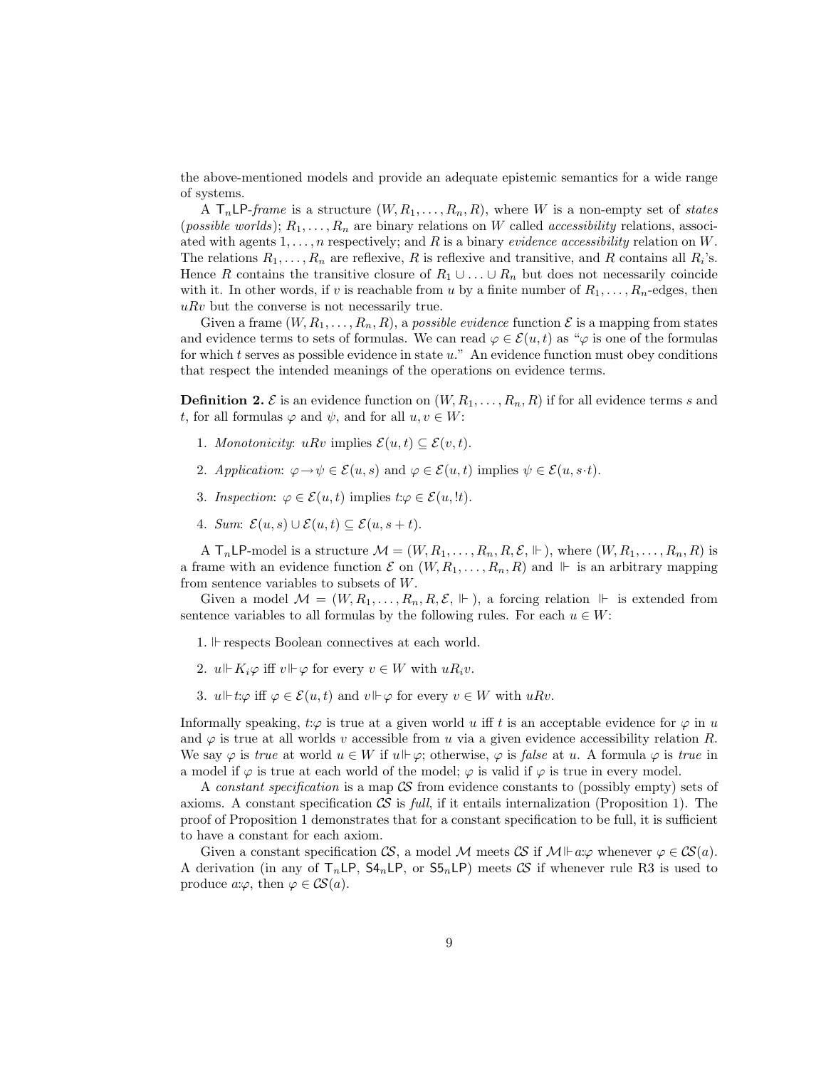the above-mentioned models and provide an adequate epistemic semantics for a wide range of systems.

A $\mathsf{T}_n\mathsf{LP}$-*frame* is a structure $(W, R_1, \ldots, R_n, R)$, where $W$ is a non-empty set of *states* (*possible worlds*); $R_1, \ldots, R_n$ are binary relations on $W$ called *accessibility* relations, associated with agents $1, \ldots, n$ respectively; and $R$ is a binary *evidence accessibility* relation on $W$. The relations $R_1, \ldots, R_n$ are reflexive, $R$ is reflexive and transitive, and $R$ contains all $R_i$'s. Hence $R$ contains the transitive closure of $R_1 \cup \ldots \cup R_n$ but does not necessarily coincide with it. In other words, if $v$ is reachable from $u$ by a finite number of $R_1, \ldots, R_n$-edges, then $uRv$ but the converse is not necessarily true.

Given a frame $(W, R_1, \ldots, R_n, R)$, a *possible evidence* function $\mathcal{E}$ is a mapping from states and evidence terms to sets of formulas. We can read $\varphi \in \mathcal{E}(u, t)$ as "$\varphi$ is one of the formulas for which $t$ serves as possible evidence in state $u$." An evidence function must obey conditions that respect the intended meanings of the operations on evidence terms.

**Definition 2.** $\mathcal{E}$ is an evidence function on $(W, R_1, \ldots, R_n, R)$ if for all evidence terms $s$ and $t$, for all formulas $\varphi$ and $\psi$, and for all $u, v \in W$:

1. *Monotonicity*: $uRv$ implies $\mathcal{E}(u, t) \subseteq \mathcal{E}(v, t)$.
2. *Application*: $\varphi \to \psi \in \mathcal{E}(u, s)$ and $\varphi \in \mathcal{E}(u, t)$ implies $\psi \in \mathcal{E}(u, s \cdot t)$.
3. *Inspection*: $\varphi \in \mathcal{E}(u, t)$ implies $t{:}\varphi \in \mathcal{E}(u, !t)$.
4. *Sum*: $\mathcal{E}(u, s) \cup \mathcal{E}(u, t) \subseteq \mathcal{E}(u, s + t)$.

A $\mathsf{T}_n\mathsf{LP}$-model is a structure $\mathcal{M} = (W, R_1, \ldots, R_n, R, \mathcal{E}, \Vdash)$, where $(W, R_1, \ldots, R_n, R)$ is a frame with an evidence function $\mathcal{E}$ on $(W, R_1, \ldots, R_n, R)$ and $\Vdash$ is an arbitrary mapping from sentence variables to subsets of $W$.

Given a model $\mathcal{M} = (W, R_1, \ldots, R_n, R, \mathcal{E}, \Vdash)$, a forcing relation $\Vdash$ is extended from sentence variables to all formulas by the following rules. For each $u \in W$:

1. $\Vdash$ respects Boolean connectives at each world.
2. $u \Vdash K_i\varphi$ iff $v \Vdash \varphi$ for every $v \in W$ with $uR_iv$.
3. $u \Vdash t{:}\varphi$ iff $\varphi \in \mathcal{E}(u, t)$ and $v \Vdash \varphi$ for every $v \in W$ with $uRv$.

Informally speaking, $t{:}\varphi$ is true at a given world $u$ iff $t$ is an acceptable evidence for $\varphi$ in $u$ and $\varphi$ is true at all worlds $v$ accessible from $u$ via a given evidence accessibility relation $R$. We say $\varphi$ is *true* at world $u \in W$ if $u \Vdash \varphi$; otherwise, $\varphi$ is *false* at $u$. A formula $\varphi$ is *true* in a model if $\varphi$ is true at each world of the model; $\varphi$ is valid if $\varphi$ is true in every model.

A *constant specification* is a map $\mathcal{CS}$ from evidence constants to (possibly empty) sets of axioms. A constant specification $\mathcal{CS}$ is *full*, if it entails internalization (Proposition 1). The proof of Proposition 1 demonstrates that for a constant specification to be full, it is sufficient to have a constant for each axiom.

Given a constant specification $\mathcal{CS}$, a model $\mathcal{M}$ meets $\mathcal{CS}$ if $\mathcal{M} \Vdash a{:}\varphi$ whenever $\varphi \in \mathcal{CS}(a)$. A derivation (in any of $\mathsf{T}_n\mathsf{LP}$, $\mathsf{S4}_n\mathsf{LP}$, or $\mathsf{S5}_n\mathsf{LP}$) meets $\mathcal{CS}$ if whenever rule R3 is used to produce $a{:}\varphi$, then $\varphi \in \mathcal{CS}(a)$.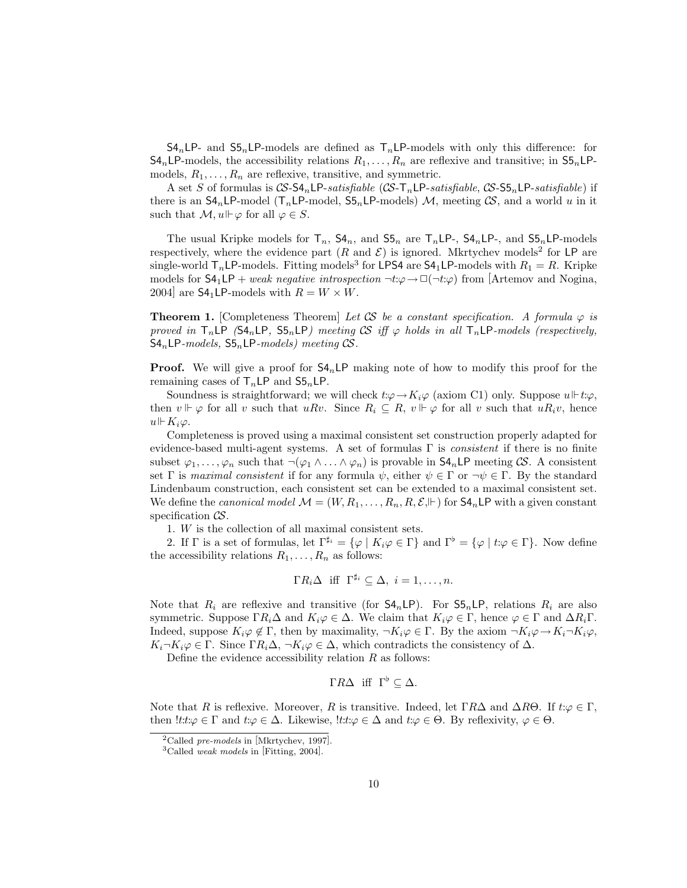$\mathsf{S4}_n\mathsf{LP}$- and $\mathsf{S5}_n\mathsf{LP}$-models are defined as $\mathsf{T}_n\mathsf{LP}$-models with only this difference: for $\mathsf{S4}_n\mathsf{LP}$-models, the accessibility relations $R_1, \ldots, R_n$ are reflexive and transitive; in $\mathsf{S5}_n\mathsf{LP}$-models, $R_1, \ldots, R_n$ are reflexive, transitive, and symmetric.

A set $S$ of formulas is *$\mathcal{CS}$-$\mathsf{S4}_n\mathsf{LP}$-satisfiable* (*$\mathcal{CS}$-$\mathsf{T}_n\mathsf{LP}$-satisfiable*, *$\mathcal{CS}$-$\mathsf{S5}_n\mathsf{LP}$-satisfiable*) if there is an $\mathsf{S4}_n\mathsf{LP}$-model ($\mathsf{T}_n\mathsf{LP}$-model, $\mathsf{S5}_n\mathsf{LP}$-models) $\mathcal{M}$, meeting $\mathcal{CS}$, and a world $u$ in it such that $\mathcal{M}, u \Vdash \varphi$ for all $\varphi \in S$.

The usual Kripke models for $\mathsf{T}_n$, $\mathsf{S4}_n$, and $\mathsf{S5}_n$ are $\mathsf{T}_n\mathsf{LP}$-, $\mathsf{S4}_n\mathsf{LP}$-, and $\mathsf{S5}_n\mathsf{LP}$-models respectively, where the evidence part ($R$ and $\mathcal{E}$) is ignored. Mkrtychev models[2] for $\mathsf{LP}$ are single-world $\mathsf{T}_n\mathsf{LP}$-models. Fitting models[3] for $\mathsf{LPS4}$ are $\mathsf{S4}_1\mathsf{LP}$-models with $R_1 = R$. Kripke models for $\mathsf{S4}_1\mathsf{LP}$ + *weak negative introspection* $\neg t{:}\varphi \rightarrow \Box(\neg t{:}\varphi)$ from [Artemov and Nogina, 2004] are $\mathsf{S4}_1\mathsf{LP}$-models with $R = W \times W$.

**Theorem 1.** [Completeness Theorem] *Let $\mathcal{CS}$ be a constant specification. A formula $\varphi$ is proved in $\mathsf{T}_n\mathsf{LP}$ ($\mathsf{S4}_n\mathsf{LP}$, $\mathsf{S5}_n\mathsf{LP}$) meeting $\mathcal{CS}$ iff $\varphi$ holds in all $\mathsf{T}_n\mathsf{LP}$-models (respectively, $\mathsf{S4}_n\mathsf{LP}$-models, $\mathsf{S5}_n\mathsf{LP}$-models) meeting $\mathcal{CS}$.*

**Proof.** We will give a proof for $\mathsf{S4}_n\mathsf{LP}$ making note of how to modify this proof for the remaining cases of $\mathsf{T}_n\mathsf{LP}$ and $\mathsf{S5}_n\mathsf{LP}$.

Soundness is straightforward; we will check $t{:}\varphi \rightarrow K_i\varphi$ (axiom C1) only. Suppose $u \Vdash t{:}\varphi$, then $v \Vdash \varphi$ for all $v$ such that $uRv$. Since $R_i \subseteq R$, $v \Vdash \varphi$ for all $v$ such that $uR_iv$, hence $u \Vdash K_i\varphi$.

Completeness is proved using a maximal consistent set construction properly adapted for evidence-based multi-agent systems. A set of formulas $\Gamma$ is *consistent* if there is no finite subset $\varphi_1, \ldots, \varphi_n$ such that $\neg(\varphi_1 \wedge \ldots \wedge \varphi_n)$ is provable in $\mathsf{S4}_n\mathsf{LP}$ meeting $\mathcal{CS}$. A consistent set $\Gamma$ is *maximal consistent* if for any formula $\psi$, either $\psi \in \Gamma$ or $\neg\psi \in \Gamma$. By the standard Lindenbaum construction, each consistent set can be extended to a maximal consistent set. We define the *canonical model* $\mathcal{M} = (W, R_1, \ldots, R_n, R, \mathcal{E}, \Vdash)$ for $\mathsf{S4}_n\mathsf{LP}$ with a given constant specification $\mathcal{CS}$.

1. $W$ is the collection of all maximal consistent sets.

2. If $\Gamma$ is a set of formulas, let $\Gamma^{\sharp_i} = \{\varphi \mid K_i\varphi \in \Gamma\}$ and $\Gamma^{\flat} = \{\varphi \mid t{:}\varphi \in \Gamma\}$. Now define the accessibility relations $R_1, \ldots, R_n$ as follows:

$$\Gamma R_i \Delta \ \text{ iff } \ \Gamma^{\sharp_i} \subseteq \Delta, \ i = 1, \ldots, n.$$

Note that $R_i$ are reflexive and transitive (for $\mathsf{S4}_n\mathsf{LP}$). For $\mathsf{S5}_n\mathsf{LP}$, relations $R_i$ are also symmetric. Suppose $\Gamma R_i \Delta$ and $K_i\varphi \in \Delta$. We claim that $K_i\varphi \in \Gamma$ and $\Delta R_i \Gamma$. Indeed, suppose $K_i\varphi \notin \Gamma$, then by maximality, $\neg K_i\varphi \in \Gamma$. By the axiom $\neg K_i\varphi \rightarrow K_i\neg K_i\varphi$, $K_i\neg K_i\varphi \in \Gamma$. Since $\Gamma R_i \Delta$, $\neg K_i\varphi \in \Delta$, which contradicts the consistency of $\Delta$.

Define the evidence accessibility relation $R$ as follows:

$$\Gamma R \Delta \ \text{ iff } \ \Gamma^{\flat} \subseteq \Delta.$$

Note that $R$ is reflexive. Moreover, $R$ is transitive. Indeed, let $\Gamma R \Delta$ and $\Delta R \Theta$. If $t{:}\varphi \in \Gamma$, then $!t{:}t{:}\varphi \in \Gamma$ and $t{:}\varphi \in \Delta$. Likewise, $!t{:}t{:}\varphi \in \Delta$ and $t{:}\varphi \in \Theta$. By reflexivity, $\varphi \in \Theta$.

[2] Called *pre-models* in [Mkrtychev, 1997].

[3] Called *weak models* in [Fitting, 2004].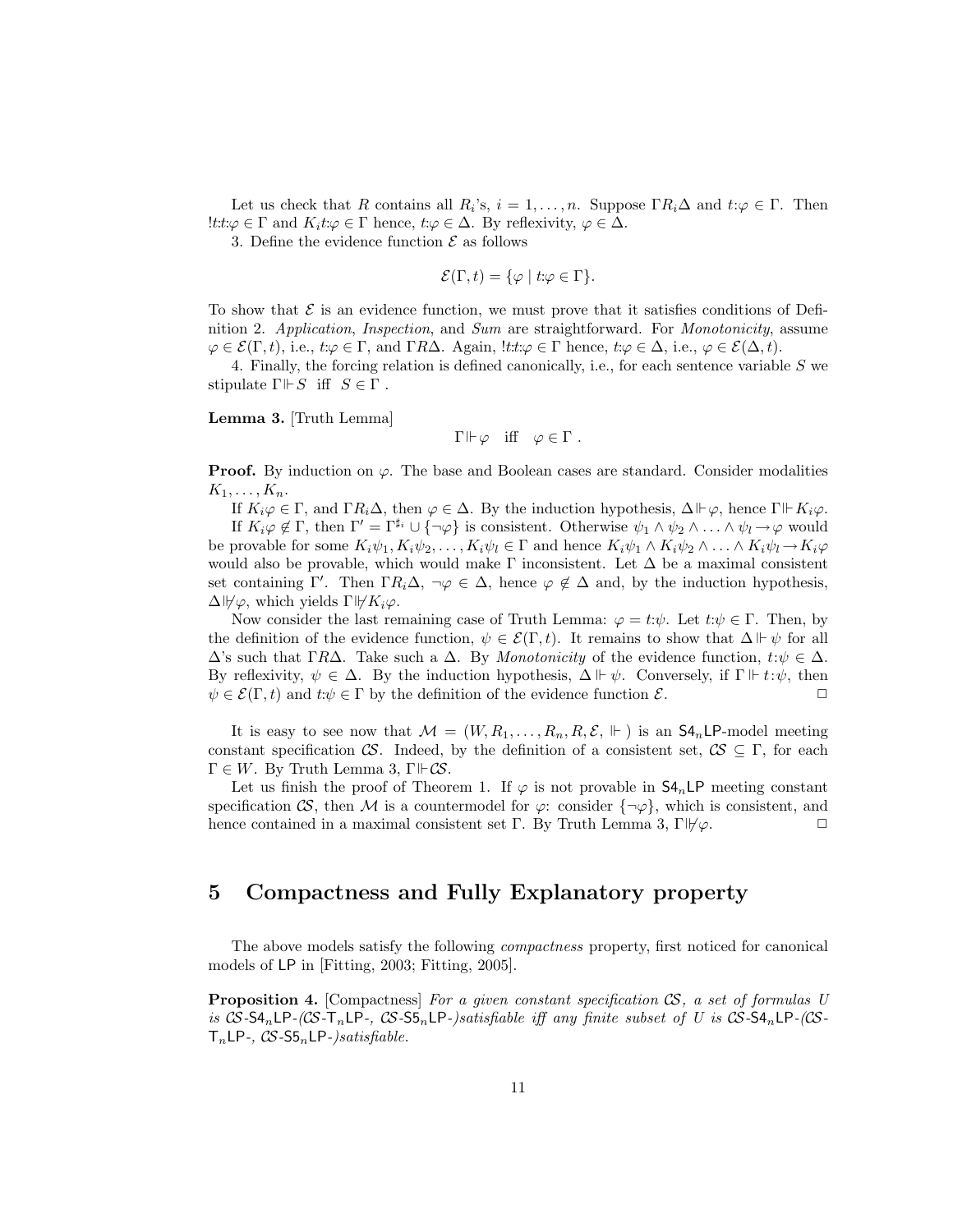Let us check that $R$ contains all $R_i$'s, $i = 1, \ldots, n$. Suppose $\Gamma R_i \Delta$ and $t{:}\varphi \in \Gamma$. Then $!t{:}t{:}\varphi \in \Gamma$ and $K_i t{:}\varphi \in \Gamma$ hence, $t{:}\varphi \in \Delta$. By reflexivity, $\varphi \in \Delta$.

3. Define the evidence function $\mathcal{E}$ as follows

$$\mathcal{E}(\Gamma, t) = \{\varphi \mid t{:}\varphi \in \Gamma\}.$$

To show that $\mathcal{E}$ is an evidence function, we must prove that it satisfies conditions of Definition 2. *Application*, *Inspection*, and *Sum* are straightforward. For *Monotonicity*, assume $\varphi \in \mathcal{E}(\Gamma, t)$, i.e., $t{:}\varphi \in \Gamma$, and $\Gamma R \Delta$. Again, $!t{:}t{:}\varphi \in \Gamma$ hence, $t{:}\varphi \in \Delta$, i.e., $\varphi \in \mathcal{E}(\Delta, t)$.

4. Finally, the forcing relation is defined canonically, i.e., for each sentence variable $S$ we stipulate $\Gamma \Vdash S$ iff $S \in \Gamma$ .

**Lemma 3.** [Truth Lemma]

$$\Gamma \Vdash \varphi \quad \text{iff} \quad \varphi \in \Gamma \ .$$

**Proof.** By induction on $\varphi$. The base and Boolean cases are standard. Consider modalities $K_1, \ldots, K_n$.

If $K_i\varphi \in \Gamma$, and $\Gamma R_i \Delta$, then $\varphi \in \Delta$. By the induction hypothesis, $\Delta \Vdash \varphi$, hence $\Gamma \Vdash K_i\varphi$.

If $K_i\varphi \notin \Gamma$, then $\Gamma' = \Gamma^{\sharp_i} \cup \{\neg\varphi\}$ is consistent. Otherwise $\psi_1 \wedge \psi_2 \wedge \ldots \wedge \psi_l \rightarrow \varphi$ would be provable for some $K_i\psi_1, K_i\psi_2, \ldots, K_i\psi_l \in \Gamma$ and hence $K_i\psi_1 \wedge K_i\psi_2 \wedge \ldots \wedge K_i\psi_l \rightarrow K_i\varphi$ would also be provable, which would make $\Gamma$ inconsistent. Let $\Delta$ be a maximal consistent set containing $\Gamma'$. Then $\Gamma R_i \Delta$, $\neg\varphi \in \Delta$, hence $\varphi \notin \Delta$ and, by the induction hypothesis, $\Delta \not\Vdash \varphi$, which yields $\Gamma \not\Vdash K_i\varphi$.

Now consider the last remaining case of Truth Lemma: $\varphi = t{:}\psi$. Let $t{:}\psi \in \Gamma$. Then, by the definition of the evidence function, $\psi \in \mathcal{E}(\Gamma, t)$. It remains to show that $\Delta \Vdash \psi$ for all $\Delta$'s such that $\Gamma R \Delta$. Take such a $\Delta$. By *Monotonicity* of the evidence function, $t{:}\psi \in \Delta$. By reflexivity, $\psi \in \Delta$. By the induction hypothesis, $\Delta \Vdash \psi$. Conversely, if $\Gamma \Vdash t{:}\psi$, then $\psi \in \mathcal{E}(\Gamma, t)$ and $t{:}\psi \in \Gamma$ by the definition of the evidence function $\mathcal{E}$. □

It is easy to see now that $\mathcal{M} = (W, R_1, \ldots, R_n, R, \mathcal{E}, \Vdash)$ is an $\mathsf{S4}_n\mathsf{LP}$-model meeting constant specification $\mathcal{CS}$. Indeed, by the definition of a consistent set, $\mathcal{CS} \subseteq \Gamma$, for each $\Gamma \in W$. By Truth Lemma 3, $\Gamma \Vdash \mathcal{CS}$.

Let us finish the proof of Theorem 1. If $\varphi$ is not provable in $\mathsf{S4}_n\mathsf{LP}$ meeting constant specification $\mathcal{CS}$, then $\mathcal{M}$ is a countermodel for $\varphi$: consider $\{\neg\varphi\}$, which is consistent, and hence contained in a maximal consistent set $\Gamma$. By Truth Lemma 3, $\Gamma \not\Vdash \varphi$. □

## 5 Compactness and Fully Explanatory property

The above models satisfy the following *compactness* property, first noticed for canonical models of $\mathsf{LP}$ in [Fitting, 2003; Fitting, 2005].

**Proposition 4.** [Compactness] *For a given constant specification $\mathcal{CS}$, a set of formulas $U$ is $\mathcal{CS}$-$\mathsf{S4}_n\mathsf{LP}$-($\mathcal{CS}$-$\mathsf{T}_n\mathsf{LP}$-, $\mathcal{CS}$-$\mathsf{S5}_n\mathsf{LP}$-)satisfiable iff any finite subset of $U$ is $\mathcal{CS}$-$\mathsf{S4}_n\mathsf{LP}$-($\mathcal{CS}$-$\mathsf{T}_n\mathsf{LP}$-, $\mathcal{CS}$-$\mathsf{S5}_n\mathsf{LP}$-)satisfiable.*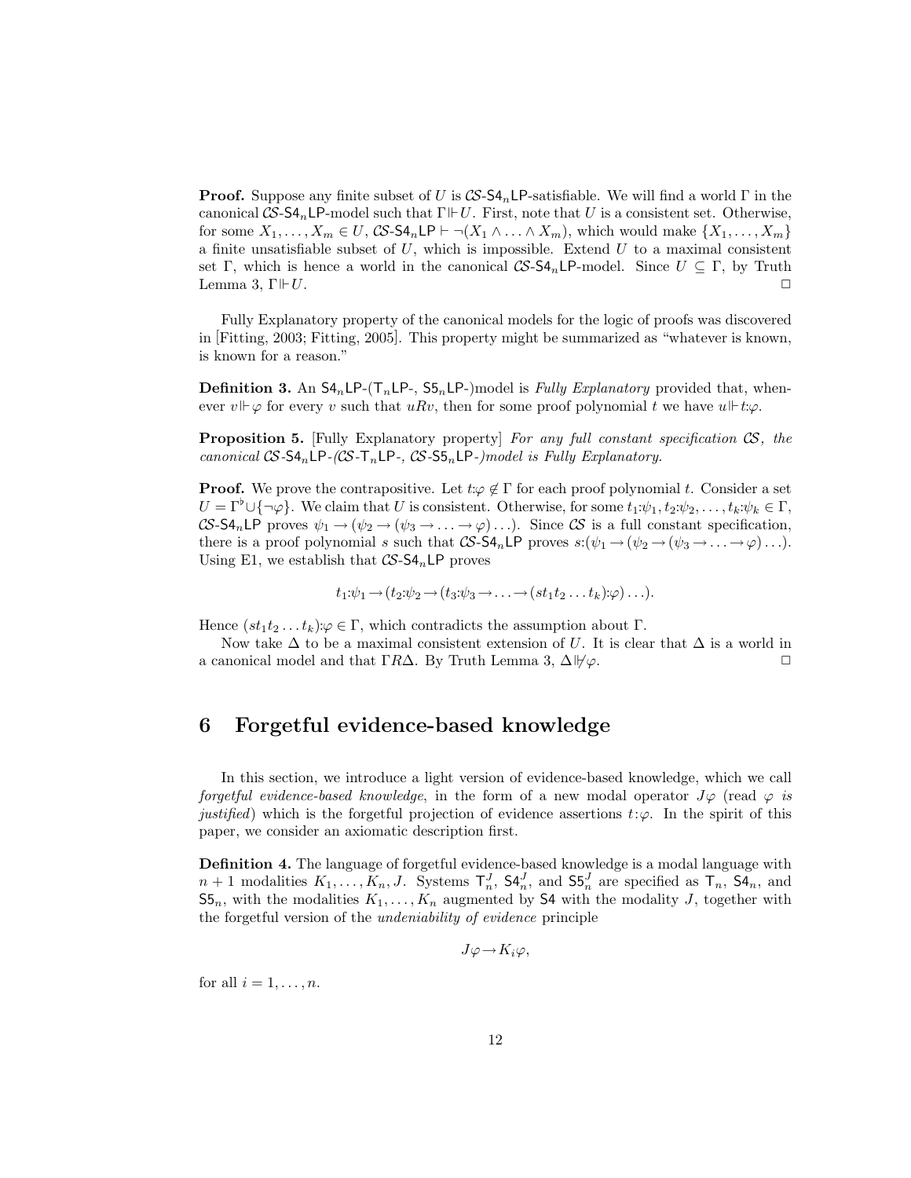**Proof.** Suppose any finite subset of $U$ is $\mathcal{CS}$-$\mathsf{S4}_n\mathsf{LP}$-satisfiable. We will find a world $\Gamma$ in the canonical $\mathcal{CS}$-$\mathsf{S4}_n\mathsf{LP}$-model such that $\Gamma \Vdash U$. First, note that $U$ is a consistent set. Otherwise, for some $X_1, \ldots, X_m \in U$, $\mathcal{CS}$-$\mathsf{S4}_n\mathsf{LP} \vdash \neg(X_1 \wedge \ldots \wedge X_m)$, which would make $\{X_1, \ldots, X_m\}$ a finite unsatisfiable subset of $U$, which is impossible. Extend $U$ to a maximal consistent set $\Gamma$, which is hence a world in the canonical $\mathcal{CS}$-$\mathsf{S4}_n\mathsf{LP}$-model. Since $U \subseteq \Gamma$, by Truth Lemma 3, $\Gamma \Vdash U$. □

Fully Explanatory property of the canonical models for the logic of proofs was discovered in [Fitting, 2003; Fitting, 2005]. This property might be summarized as "whatever is known, is known for a reason."

**Definition 3.** An $\mathsf{S4}_n\mathsf{LP}$-($\mathsf{T}_n\mathsf{LP}$-, $\mathsf{S5}_n\mathsf{LP}$-)model is *Fully Explanatory* provided that, whenever $v \Vdash \varphi$ for every $v$ such that $uRv$, then for some proof polynomial $t$ we have $u \Vdash t{:}\varphi$.

**Proposition 5.** [Fully Explanatory property] *For any full constant specification $\mathcal{CS}$, the canonical $\mathcal{CS}$-$\mathsf{S4}_n\mathsf{LP}$-($\mathcal{CS}$-$\mathsf{T}_n\mathsf{LP}$-, $\mathcal{CS}$-$\mathsf{S5}_n\mathsf{LP}$-)model is Fully Explanatory.*

**Proof.** We prove the contrapositive. Let $t{:}\varphi \notin \Gamma$ for each proof polynomial $t$. Consider a set $U = \Gamma^\flat \cup \{\neg\varphi\}$. We claim that $U$ is consistent. Otherwise, for some $t_1{:}\psi_1, t_2{:}\psi_2, \ldots, t_k{:}\psi_k \in \Gamma$, $\mathcal{CS}$-$\mathsf{S4}_n\mathsf{LP}$ proves $\psi_1 \rightarrow (\psi_2 \rightarrow (\psi_3 \rightarrow \ldots \rightarrow \varphi)\ldots)$. Since $\mathcal{CS}$ is a full constant specification, there is a proof polynomial $s$ such that $\mathcal{CS}$-$\mathsf{S4}_n\mathsf{LP}$ proves $s{:}(\psi_1 \rightarrow (\psi_2 \rightarrow (\psi_3 \rightarrow \ldots \rightarrow \varphi)\ldots)$. Using E1, we establish that $\mathcal{CS}$-$\mathsf{S4}_n\mathsf{LP}$ proves

$$t_1{:}\psi_1 \rightarrow (t_2{:}\psi_2 \rightarrow (t_3{:}\psi_3 \rightarrow \ldots \rightarrow (st_1t_2\ldots t_k){:}\varphi)\ldots).$$

Hence $(st_1t_2\ldots t_k){:}\varphi \in \Gamma$, which contradicts the assumption about $\Gamma$.

Now take $\Delta$ to be a maximal consistent extension of $U$. It is clear that $\Delta$ is a world in a canonical model and that $\Gamma R \Delta$. By Truth Lemma 3, $\Delta \not\Vdash \varphi$. □

## 6 Forgetful evidence-based knowledge

In this section, we introduce a light version of evidence-based knowledge, which we call *forgetful evidence-based knowledge*, in the form of a new modal operator $J\varphi$ (read $\varphi$ *is justified*) which is the forgetful projection of evidence assertions $t{:}\varphi$. In the spirit of this paper, we consider an axiomatic description first.

**Definition 4.** The language of forgetful evidence-based knowledge is a modal language with $n+1$ modalities $K_1, \ldots, K_n, J$. Systems $\mathsf{T}_n^J$, $\mathsf{S4}_n^J$, and $\mathsf{S5}_n^J$ are specified as $\mathsf{T}_n$, $\mathsf{S4}_n$, and $\mathsf{S5}_n$, with the modalities $K_1, \ldots, K_n$ augmented by $\mathsf{S4}$ with the modality $J$, together with the forgetful version of the *undeniability of evidence* principle

$$J\varphi \rightarrow K_i\varphi,$$

for all $i = 1, \ldots, n$.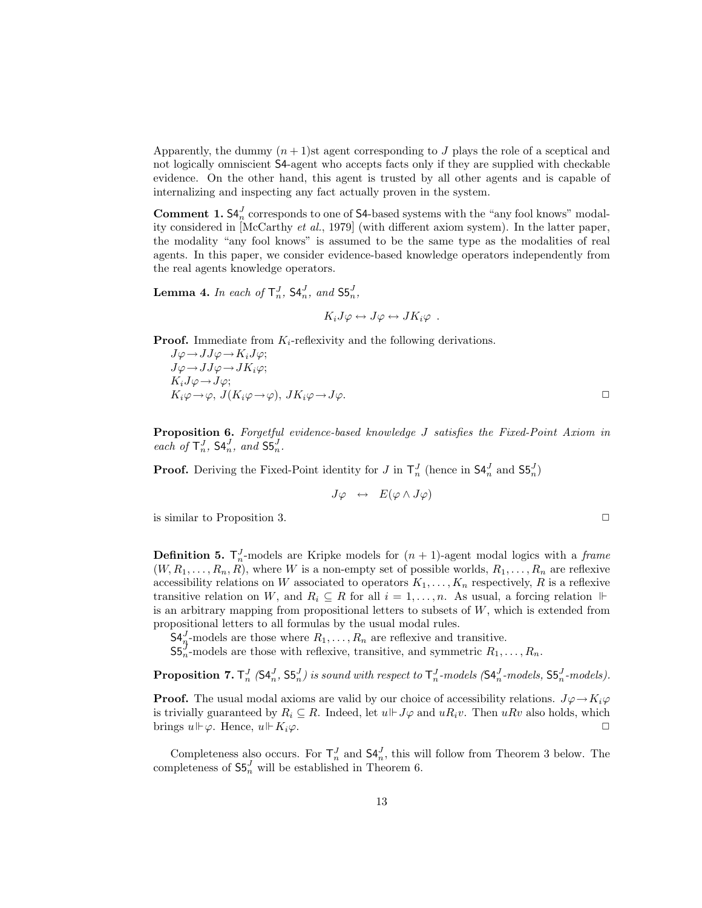Apparently, the dummy $(n+1)$st agent corresponding to $J$ plays the role of a sceptical and not logically omniscient $\mathsf{S4}$-agent who accepts facts only if they are supplied with checkable evidence. On the other hand, this agent is trusted by all other agents and is capable of internalizing and inspecting any fact actually proven in the system.

**Comment 1.** $\mathsf{S4}_n^J$ corresponds to one of $\mathsf{S4}$-based systems with the "any fool knows" modality considered in [McCarthy *et al.*, 1979] (with different axiom system). In the latter paper, the modality "any fool knows" is assumed to be the same type as the modalities of real agents. In this paper, we consider evidence-based knowledge operators independently from the real agents knowledge operators.

**Lemma 4.** *In each of $\mathsf{T}_n^J$, $\mathsf{S4}_n^J$, and $\mathsf{S5}_n^J$,*

$$K_i J\varphi \leftrightarrow J\varphi \leftrightarrow JK_i\varphi \ .$$

**Proof.** Immediate from $K_i$-reflexivity and the following derivations.
$J\varphi \rightarrow JJ\varphi \rightarrow K_i J\varphi$;
$J\varphi \rightarrow JJ\varphi \rightarrow JK_i\varphi$;
$K_i J\varphi \rightarrow J\varphi$;
$K_i\varphi \rightarrow \varphi$, $J(K_i\varphi \rightarrow \varphi)$, $JK_i\varphi \rightarrow J\varphi$. □

**Proposition 6.** *Forgetful evidence-based knowledge $J$ satisfies the Fixed-Point Axiom in each of $\mathsf{T}_n^J$, $\mathsf{S4}_n^J$, and $\mathsf{S5}_n^J$.*

**Proof.** Deriving the Fixed-Point identity for $J$ in $\mathsf{T}_n^J$ (hence in $\mathsf{S4}_n^J$ and $\mathsf{S5}_n^J$)

$$J\varphi \quad \leftrightarrow \quad E(\varphi \wedge J\varphi)$$

is similar to Proposition 3. □

**Definition 5.** $\mathsf{T}_n^J$-models are Kripke models for $(n+1)$-agent modal logics with a *frame* $(W, R_1, \ldots, R_n, R)$, where $W$ is a non-empty set of possible worlds, $R_1, \ldots, R_n$ are reflexive accessibility relations on $W$ associated to operators $K_1, \ldots, K_n$ respectively, $R$ is a reflexive transitive relation on $W$, and $R_i \subseteq R$ for all $i = 1, \ldots, n$. As usual, a forcing relation $\Vdash$ is an arbitrary mapping from propositional letters to subsets of $W$, which is extended from propositional letters to all formulas by the usual modal rules.

$\mathsf{S4}_n^J$-models are those where $R_1, \ldots, R_n$ are reflexive and transitive.

$\mathsf{S5}_n^J$-models are those with reflexive, transitive, and symmetric $R_1, \ldots, R_n$.

**Proposition 7.** *$\mathsf{T}_n^J$ ($\mathsf{S4}_n^J$, $\mathsf{S5}_n^J$) is sound with respect to $\mathsf{T}_n^J$-models ($\mathsf{S4}_n^J$-models, $\mathsf{S5}_n^J$-models).*

**Proof.** The usual modal axioms are valid by our choice of accessibility relations. $J\varphi \rightarrow K_i\varphi$ is trivially guaranteed by $R_i \subseteq R$. Indeed, let $u \Vdash J\varphi$ and $uR_iv$. Then $uRv$ also holds, which brings $u \Vdash \varphi$. Hence, $u \Vdash K_i\varphi$. □

Completeness also occurs. For $\mathsf{T}_n^J$ and $\mathsf{S4}_n^J$, this will follow from Theorem 3 below. The completeness of $\mathsf{S5}_n^J$ will be established in Theorem 6.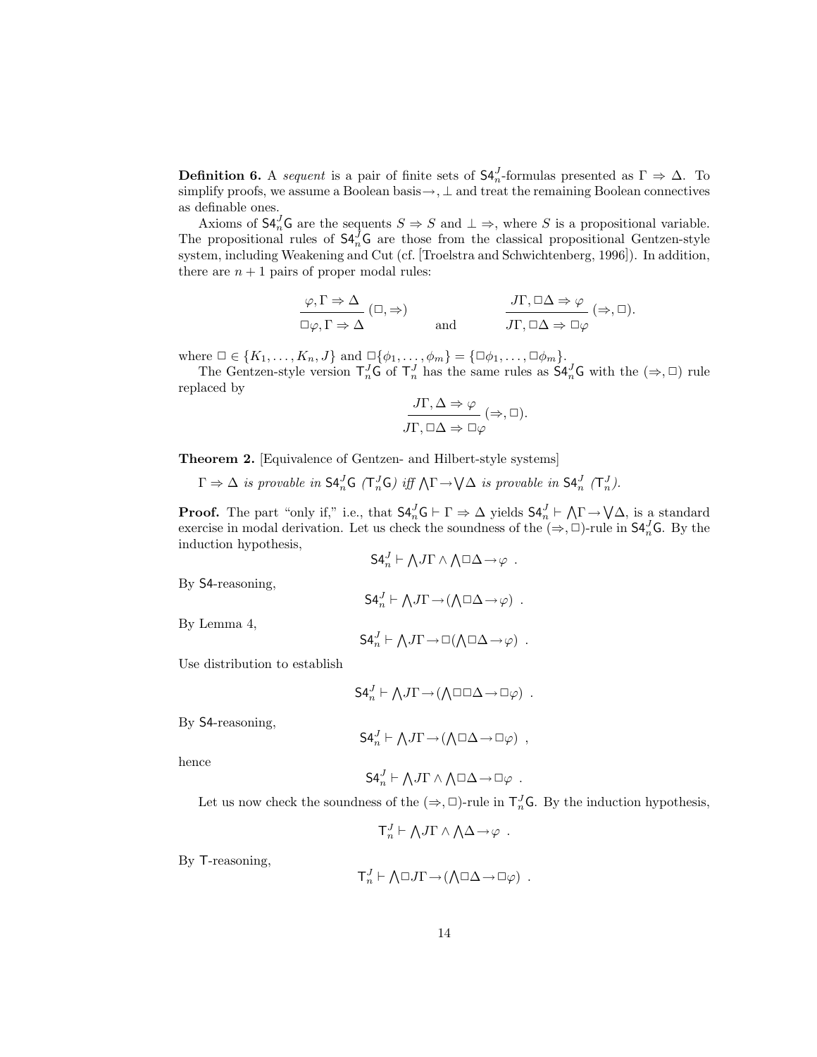**Definition 6.** A *sequent* is a pair of finite sets of $\mathsf{S4}_n^J$-formulas presented as $\Gamma \Rightarrow \Delta$. To simplify proofs, we assume a Boolean basis $\rightarrow, \bot$ and treat the remaining Boolean connectives as definable ones.

Axioms of $\mathsf{S4}_n^J\mathsf{G}$ are the sequents $S \Rightarrow S$ and $\bot \Rightarrow$, where $S$ is a propositional variable. The propositional rules of $\mathsf{S4}_n^J\mathsf{G}$ are those from the classical propositional Gentzen-style system, including Weakening and Cut (cf. [Troelstra and Schwichtenberg, 1996]). In addition, there are $n+1$ pairs of proper modal rules:

$$\frac{\varphi, \Gamma \Rightarrow \Delta}{\Box\varphi, \Gamma \Rightarrow \Delta}\,(\Box, \Rightarrow) \qquad \text{and} \qquad \frac{J\Gamma, \Box\Delta \Rightarrow \varphi}{J\Gamma, \Box\Delta \Rightarrow \Box\varphi}\,(\Rightarrow, \Box).$$

where $\Box \in \{K_1, \ldots, K_n, J\}$ and $\Box\{\phi_1, \ldots, \phi_m\} = \{\Box\phi_1, \ldots, \Box\phi_m\}$.

The Gentzen-style version $\mathsf{T}_n^J\mathsf{G}$ of $\mathsf{T}_n^J$ has the same rules as $\mathsf{S4}_n^J\mathsf{G}$ with the $(\Rightarrow, \Box)$ rule replaced by

$$\frac{J\Gamma, \Delta \Rightarrow \varphi}{J\Gamma, \Box\Delta \Rightarrow \Box\varphi}\,(\Rightarrow, \Box).$$

**Theorem 2.** [Equivalence of Gentzen- and Hilbert-style systems]

$\Gamma \Rightarrow \Delta$ *is provable in* $\mathsf{S4}_n^J\mathsf{G}$ *(*$\mathsf{T}_n^J\mathsf{G}$*) iff* $\bigwedge\Gamma \rightarrow \bigvee\Delta$ *is provable in* $\mathsf{S4}_n^J$ *(*$\mathsf{T}_n^J$*).*

**Proof.** The part "only if," i.e., that $\mathsf{S4}_n^J\mathsf{G} \vdash \Gamma \Rightarrow \Delta$ yields $\mathsf{S4}_n^J \vdash \bigwedge\Gamma \rightarrow \bigvee\Delta$, is a standard exercise in modal derivation. Let us check the soundness of the $(\Rightarrow, \Box)$-rule in $\mathsf{S4}_n^J\mathsf{G}$. By the induction hypothesis,

$$\mathsf{S4}_n^J \vdash \bigwedge J\Gamma \wedge \bigwedge\Box\Delta \rightarrow \varphi \ .$$

By $\mathsf{S4}$-reasoning,

$$\mathsf{S4}_n^J \vdash \bigwedge J\Gamma \rightarrow (\bigwedge\Box\Delta \rightarrow \varphi) \ .$$

By Lemma 4,

$$\mathsf{S4}_n^J \vdash \bigwedge J\Gamma \rightarrow \Box(\bigwedge\Box\Delta \rightarrow \varphi) \ .$$

Use distribution to establish

$$\mathsf{S4}_n^J \vdash \bigwedge J\Gamma \rightarrow (\bigwedge\Box\Box\Delta \rightarrow \Box\varphi) \ .$$

By $\mathsf{S4}$-reasoning,

$$\mathsf{S4}_n^J \vdash \bigwedge J\Gamma \rightarrow (\bigwedge\Box\Delta \rightarrow \Box\varphi) \ ,$$

hence

$$\mathsf{S4}_n^J \vdash \bigwedge J\Gamma \wedge \bigwedge\Box\Delta \rightarrow \Box\varphi \ .$$

Let us now check the soundness of the $(\Rightarrow, \Box)$-rule in $\mathsf{T}_n^J\mathsf{G}$. By the induction hypothesis,

$$\mathsf{T}_n^J \vdash \bigwedge J\Gamma \wedge \bigwedge\Delta \rightarrow \varphi \ .$$

By $\mathsf{T}$-reasoning,

$$\mathsf{T}_n^J \vdash \bigwedge\Box J\Gamma \rightarrow (\bigwedge\Box\Delta \rightarrow \Box\varphi) \ .$$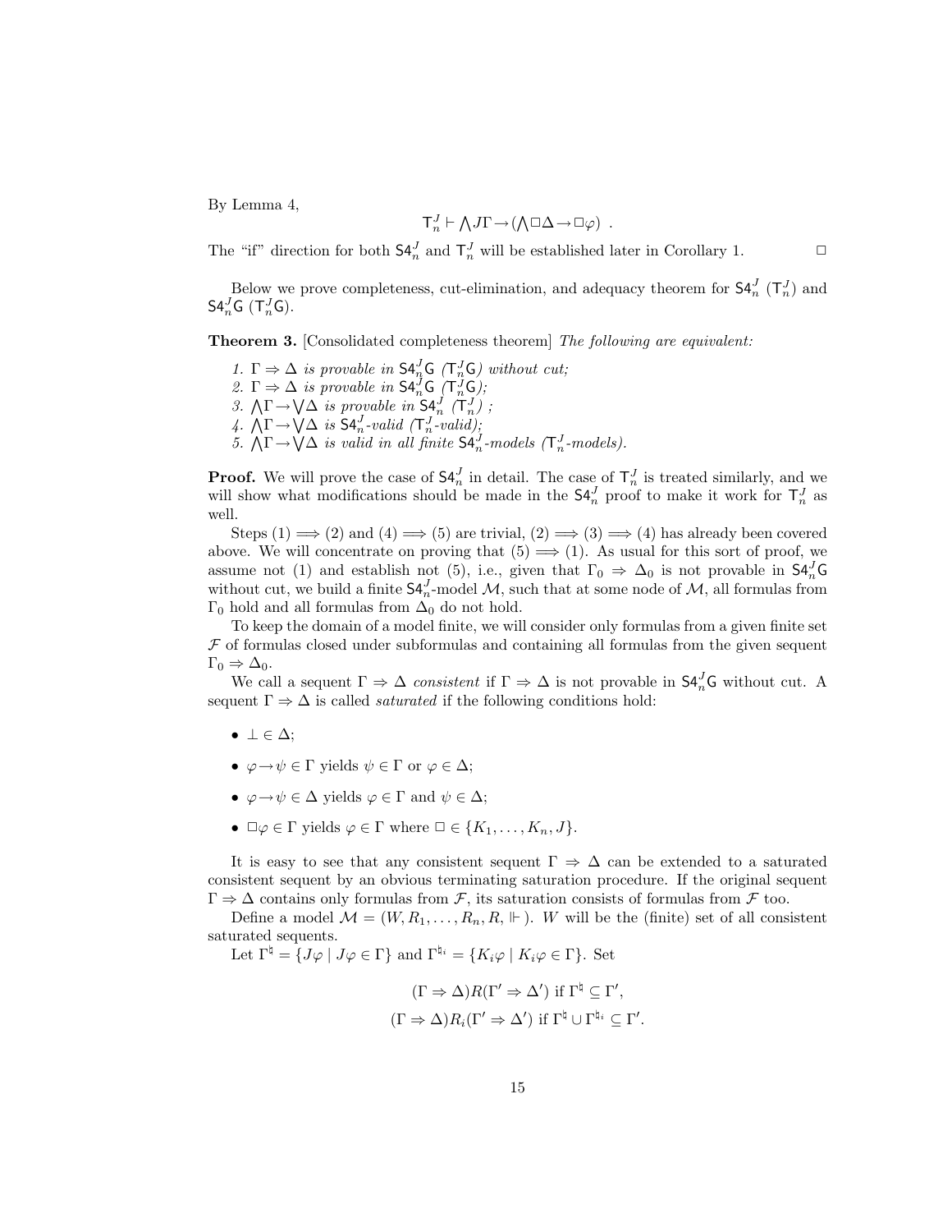By Lemma 4,

$$\mathsf{T}_n^J \vdash \bigwedge J\Gamma \rightarrow (\bigwedge \Box\Delta \rightarrow \Box\varphi) \ .$$

The "if" direction for both $\mathsf{S4}_n^J$ and $\mathsf{T}_n^J$ will be established later in Corollary 1. $\Box$

Below we prove completeness, cut-elimination, and adequacy theorem for $\mathsf{S4}_n^J$ ($\mathsf{T}_n^J$) and $\mathsf{S4}_n^J\mathsf{G}$ ($\mathsf{T}_n^J\mathsf{G}$).

**Theorem 3.** [Consolidated completeness theorem] *The following are equivalent:*

1. $\Gamma \Rightarrow \Delta$ *is provable in* $\mathsf{S4}_n^J\mathsf{G}$ *(*$\mathsf{T}_n^J\mathsf{G}$*) without cut;*
2. $\Gamma \Rightarrow \Delta$ *is provable in* $\mathsf{S4}_n^J\mathsf{G}$ *(*$\mathsf{T}_n^J\mathsf{G}$*);*
3. $\bigwedge\Gamma \rightarrow \bigvee\Delta$ *is provable in* $\mathsf{S4}_n^J$ *(*$\mathsf{T}_n^J$*) ;*
4. $\bigwedge\Gamma \rightarrow \bigvee\Delta$ *is* $\mathsf{S4}_n^J$*-valid (*$\mathsf{T}_n^J$*-valid);*
5. $\bigwedge\Gamma \rightarrow \bigvee\Delta$ *is valid in all finite* $\mathsf{S4}_n^J$*-models (*$\mathsf{T}_n^J$*-models).*

**Proof.** We will prove the case of $\mathsf{S4}_n^J$ in detail. The case of $\mathsf{T}_n^J$ is treated similarly, and we will show what modifications should be made in the $\mathsf{S4}_n^J$ proof to make it work for $\mathsf{T}_n^J$ as well.

Steps (1) $\Longrightarrow$ (2) and (4) $\Longrightarrow$ (5) are trivial, (2) $\Longrightarrow$ (3) $\Longrightarrow$ (4) has already been covered above. We will concentrate on proving that (5) $\Longrightarrow$ (1). As usual for this sort of proof, we assume not (1) and establish not (5), i.e., given that $\Gamma_0 \Rightarrow \Delta_0$ is not provable in $\mathsf{S4}_n^J\mathsf{G}$ without cut, we build a finite $\mathsf{S4}_n^J$-model $\mathcal{M}$, such that at some node of $\mathcal{M}$, all formulas from $\Gamma_0$ hold and all formulas from $\Delta_0$ do not hold.

To keep the domain of a model finite, we will consider only formulas from a given finite set $\mathcal{F}$ of formulas closed under subformulas and containing all formulas from the given sequent $\Gamma_0 \Rightarrow \Delta_0$.

We call a sequent $\Gamma \Rightarrow \Delta$ *consistent* if $\Gamma \Rightarrow \Delta$ is not provable in $\mathsf{S4}_n^J\mathsf{G}$ without cut. A sequent $\Gamma \Rightarrow \Delta$ is called *saturated* if the following conditions hold:

- $\bot \in \Delta$;
- $\varphi \rightarrow \psi \in \Gamma$ yields $\psi \in \Gamma$ or $\varphi \in \Delta$;
- $\varphi \rightarrow \psi \in \Delta$ yields $\varphi \in \Gamma$ and $\psi \in \Delta$;
- $\Box\varphi \in \Gamma$ yields $\varphi \in \Gamma$ where $\Box \in \{K_1, \ldots, K_n, J\}$.

It is easy to see that any consistent sequent $\Gamma \Rightarrow \Delta$ can be extended to a saturated consistent sequent by an obvious terminating saturation procedure. If the original sequent $\Gamma \Rightarrow \Delta$ contains only formulas from $\mathcal{F}$, its saturation consists of formulas from $\mathcal{F}$ too.

Define a model $\mathcal{M} = (W, R_1, \ldots, R_n, R, \Vdash)$. $W$ will be the (finite) set of all consistent saturated sequents.

Let $\Gamma^\natural = \{J\varphi \mid J\varphi \in \Gamma\}$ and $\Gamma^{\natural_i} = \{K_i\varphi \mid K_i\varphi \in \Gamma\}$. Set

$$(\Gamma \Rightarrow \Delta)R(\Gamma' \Rightarrow \Delta') \text{ if } \Gamma^\natural \subseteq \Gamma',$$

$$(\Gamma \Rightarrow \Delta)R_i(\Gamma' \Rightarrow \Delta') \text{ if } \Gamma^\natural \cup \Gamma^{\natural_i} \subseteq \Gamma'.$$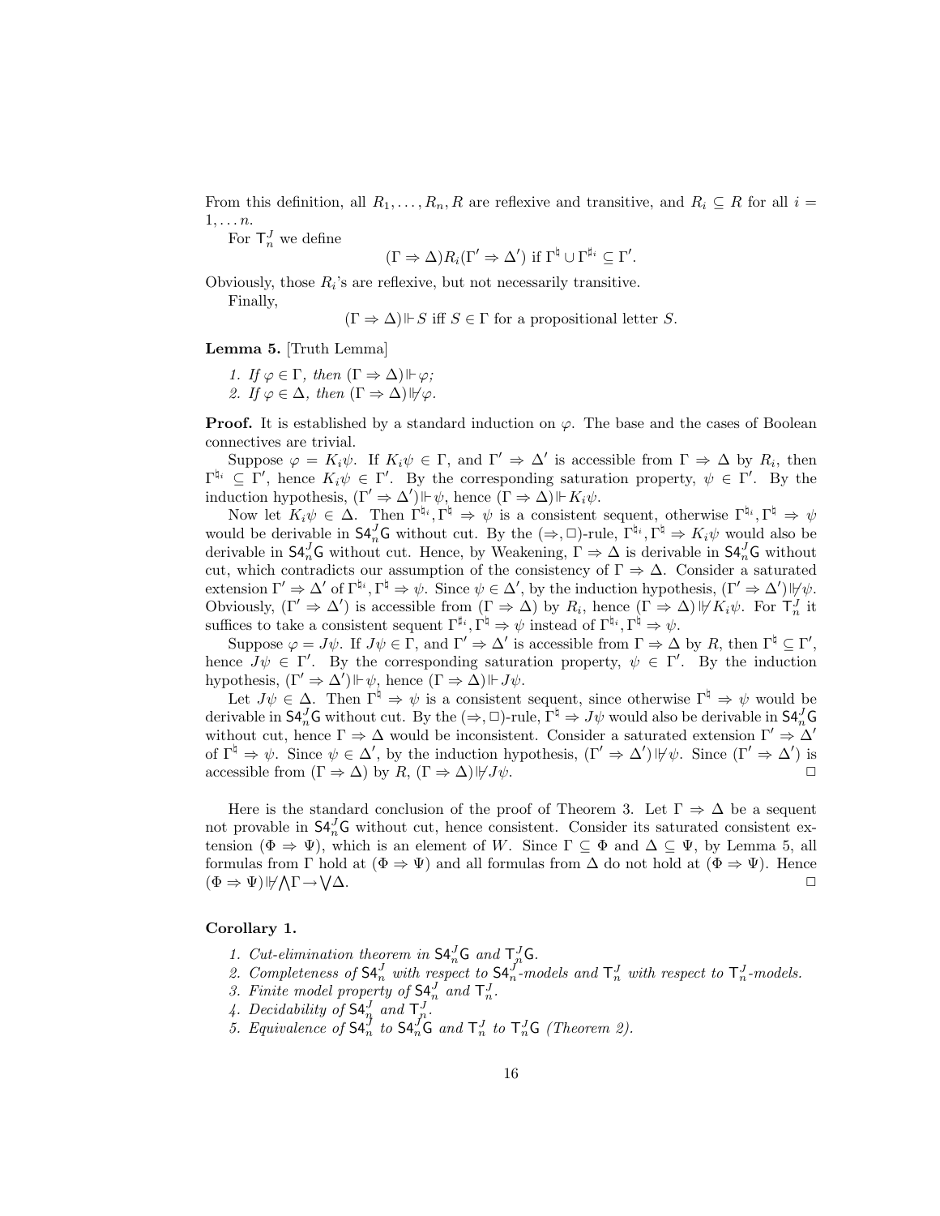From this definition, all $R_1, \ldots, R_n, R$ are reflexive and transitive, and $R_i \subseteq R$ for all $i = 1, \ldots n$.

For $\mathsf{T}_n^J$ we define

$$(\Gamma \Rightarrow \Delta) R_i (\Gamma' \Rightarrow \Delta') \text{ if } \Gamma^\natural \cup \Gamma^{\sharp_i} \subseteq \Gamma'.$$

Obviously, those $R_i$'s are reflexive, but not necessarily transitive.

Finally,

$$(\Gamma \Rightarrow \Delta) \Vdash S \text{ iff } S \in \Gamma \text{ for a propositional letter } S.$$

**Lemma 5.** [Truth Lemma]

1. *If $\varphi \in \Gamma$, then $(\Gamma \Rightarrow \Delta) \Vdash \varphi$;*
2. *If $\varphi \in \Delta$, then $(\Gamma \Rightarrow \Delta) \nVdash \varphi$.*

**Proof.** It is established by a standard induction on $\varphi$. The base and the cases of Boolean connectives are trivial.

Suppose $\varphi = K_i\psi$. If $K_i\psi \in \Gamma$, and $\Gamma' \Rightarrow \Delta'$ is accessible from $\Gamma \Rightarrow \Delta$ by $R_i$, then $\Gamma^{\natural_i} \subseteq \Gamma'$, hence $K_i\psi \in \Gamma'$. By the corresponding saturation property, $\psi \in \Gamma'$. By the induction hypothesis, $(\Gamma' \Rightarrow \Delta') \Vdash \psi$, hence $(\Gamma \Rightarrow \Delta) \Vdash K_i\psi$.

Now let $K_i\psi \in \Delta$. Then $\Gamma^{\natural_i}, \Gamma^\natural \Rightarrow \psi$ is a consistent sequent, otherwise $\Gamma^{\natural_i}, \Gamma^\natural \Rightarrow \psi$ would be derivable in $\mathsf{S4}_n^J\mathsf{G}$ without cut. By the $(\Rightarrow, \Box)$-rule, $\Gamma^{\natural_i}, \Gamma^\natural \Rightarrow K_i\psi$ would also be derivable in $\mathsf{S4}_n^J\mathsf{G}$ without cut. Hence, by Weakening, $\Gamma \Rightarrow \Delta$ is derivable in $\mathsf{S4}_n^J\mathsf{G}$ without cut, which contradicts our assumption of the consistency of $\Gamma \Rightarrow \Delta$. Consider a saturated extension $\Gamma' \Rightarrow \Delta'$ of $\Gamma^{\natural_i}, \Gamma^\natural \Rightarrow \psi$. Since $\psi \in \Delta'$, by the induction hypothesis, $(\Gamma' \Rightarrow \Delta') \nVdash \psi$. Obviously, $(\Gamma' \Rightarrow \Delta')$ is accessible from $(\Gamma \Rightarrow \Delta)$ by $R_i$, hence $(\Gamma \Rightarrow \Delta) \nVdash K_i\psi$. For $\mathsf{T}_n^J$ it suffices to take a consistent sequent $\Gamma^{\sharp_i}, \Gamma^\natural \Rightarrow \psi$ instead of $\Gamma^{\natural_i}, \Gamma^\natural \Rightarrow \psi$.

Suppose $\varphi = J\psi$. If $J\psi \in \Gamma$, and $\Gamma' \Rightarrow \Delta'$ is accessible from $\Gamma \Rightarrow \Delta$ by $R$, then $\Gamma^\natural \subseteq \Gamma'$, hence $J\psi \in \Gamma'$. By the corresponding saturation property, $\psi \in \Gamma'$. By the induction hypothesis, $(\Gamma' \Rightarrow \Delta') \Vdash \psi$, hence $(\Gamma \Rightarrow \Delta) \Vdash J\psi$.

Let $J\psi \in \Delta$. Then $\Gamma^\natural \Rightarrow \psi$ is a consistent sequent, since otherwise $\Gamma^\natural \Rightarrow \psi$ would be derivable in $\mathsf{S4}_n^J\mathsf{G}$ without cut. By the $(\Rightarrow, \Box)$-rule, $\Gamma^\natural \Rightarrow J\psi$ would also be derivable in $\mathsf{S4}_n^J\mathsf{G}$ without cut, hence $\Gamma \Rightarrow \Delta$ would be inconsistent. Consider a saturated extension $\Gamma' \Rightarrow \Delta'$ of $\Gamma^\natural \Rightarrow \psi$. Since $\psi \in \Delta'$, by the induction hypothesis, $(\Gamma' \Rightarrow \Delta') \nVdash \psi$. Since $(\Gamma' \Rightarrow \Delta')$ is accessible from $(\Gamma \Rightarrow \Delta)$ by $R$, $(\Gamma \Rightarrow \Delta) \nVdash J\psi$. $\Box$

Here is the standard conclusion of the proof of Theorem 3. Let $\Gamma \Rightarrow \Delta$ be a sequent not provable in $\mathsf{S4}_n^J\mathsf{G}$ without cut, hence consistent. Consider its saturated consistent extension $(\Phi \Rightarrow \Psi)$, which is an element of $W$. Since $\Gamma \subseteq \Phi$ and $\Delta \subseteq \Psi$, by Lemma 5, all formulas from $\Gamma$ hold at $(\Phi \Rightarrow \Psi)$ and all formulas from $\Delta$ do not hold at $(\Phi \Rightarrow \Psi)$. Hence $(\Phi \Rightarrow \Psi) \nVdash \bigwedge\Gamma \rightarrow \bigvee\Delta$. $\Box$

**Corollary 1.**

1. *Cut-elimination theorem in $\mathsf{S4}_n^J\mathsf{G}$ and $\mathsf{T}_n^J\mathsf{G}$.*
2. *Completeness of $\mathsf{S4}_n^J$ with respect to $\mathsf{S4}_n^J$-models and $\mathsf{T}_n^J$ with respect to $\mathsf{T}_n^J$-models.*
3. *Finite model property of $\mathsf{S4}_n^J$ and $\mathsf{T}_n^J$.*
4. *Decidability of $\mathsf{S4}_n^J$ and $\mathsf{T}_n^J$.*
5. *Equivalence of $\mathsf{S4}_n^J$ to $\mathsf{S4}_n^J\mathsf{G}$ and $\mathsf{T}_n^J$ to $\mathsf{T}_n^J\mathsf{G}$ (Theorem 2).*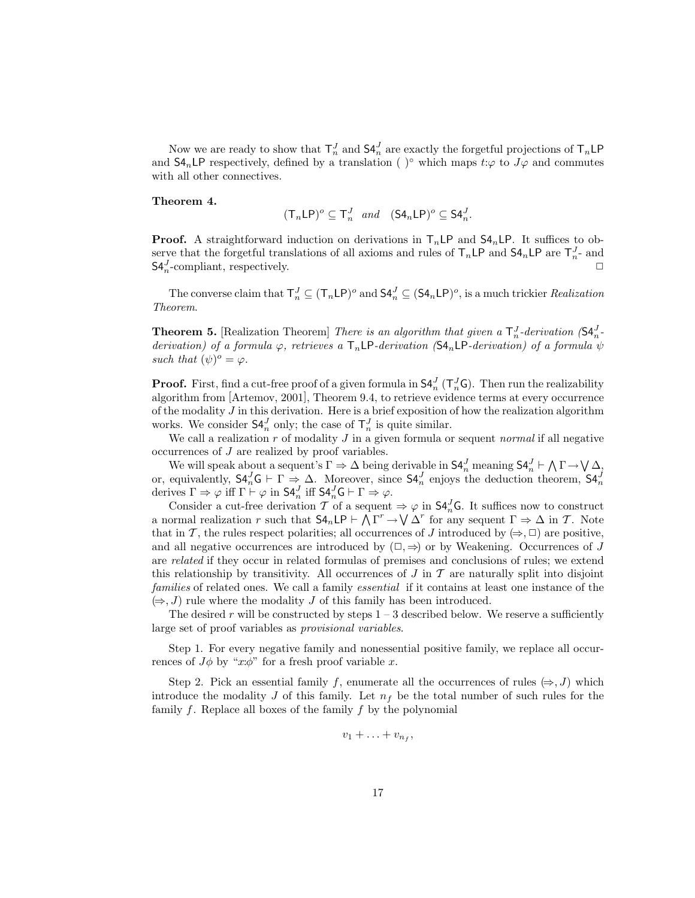Now we are ready to show that $\mathsf{T}_n^J$ and $\mathsf{S4}_n^J$ are exactly the forgetful projections of $\mathsf{T}_n\mathsf{LP}$ and $\mathsf{S4}_n\mathsf{LP}$ respectively, defined by a translation $(\ )^\circ$ which maps $t{:}\varphi$ to $J\varphi$ and commutes with all other connectives.

**Theorem 4.**

$$(\mathsf{T}_n\mathsf{LP})^o \subseteq \mathsf{T}_n^J \quad and \quad (\mathsf{S4}_n\mathsf{LP})^o \subseteq \mathsf{S4}_n^J.$$

**Proof.** A straightforward induction on derivations in $\mathsf{T}_n\mathsf{LP}$ and $\mathsf{S4}_n\mathsf{LP}$. It suffices to observe that the forgetful translations of all axioms and rules of $\mathsf{T}_n\mathsf{LP}$ and $\mathsf{S4}_n\mathsf{LP}$ are $\mathsf{T}_n^J$- and $\mathsf{S4}_n^J$-compliant, respectively. $\Box$

The converse claim that $\mathsf{T}_n^J \subseteq (\mathsf{T}_n\mathsf{LP})^o$ and $\mathsf{S4}_n^J \subseteq (\mathsf{S4}_n\mathsf{LP})^o$, is a much trickier *Realization Theorem*.

**Theorem 5.** [Realization Theorem] *There is an algorithm that given a $\mathsf{T}_n^J$-derivation ($\mathsf{S4}_n^J$-derivation) of a formula $\varphi$, retrieves a $\mathsf{T}_n\mathsf{LP}$-derivation ($\mathsf{S4}_n\mathsf{LP}$-derivation) of a formula $\psi$ such that $(\psi)^o = \varphi$.*

**Proof.** First, find a cut-free proof of a given formula in $\mathsf{S4}_n^J$ ($\mathsf{T}_n^J\mathsf{G}$). Then run the realizability algorithm from [Artemov, 2001], Theorem 9.4, to retrieve evidence terms at every occurrence of the modality $J$ in this derivation. Here is a brief exposition of how the realization algorithm works. We consider $\mathsf{S4}_n^J$ only; the case of $\mathsf{T}_n^J$ is quite similar.

We call a realization $r$ of modality $J$ in a given formula or sequent *normal* if all negative occurrences of $J$ are realized by proof variables.

We will speak about a sequent's $\Gamma \Rightarrow \Delta$ being derivable in $\mathsf{S4}_n^J$ meaning $\mathsf{S4}_n^J \vdash \bigwedge\Gamma \rightarrow \bigvee\Delta$, or, equivalently, $\mathsf{S4}_n^J\mathsf{G} \vdash \Gamma \Rightarrow \Delta$. Moreover, since $\mathsf{S4}_n^J$ enjoys the deduction theorem, $\mathsf{S4}_n^J$ derives $\Gamma \Rightarrow \varphi$ iff $\Gamma \vdash \varphi$ in $\mathsf{S4}_n^J$ iff $\mathsf{S4}_n^J\mathsf{G} \vdash \Gamma \Rightarrow \varphi$.

Consider a cut-free derivation $\mathcal{T}$ of a sequent $\Rightarrow \varphi$ in $\mathsf{S4}_n^J\mathsf{G}$. It suffices now to construct a normal realization $r$ such that $\mathsf{S4}_n\mathsf{LP} \vdash \bigwedge\Gamma^r \rightarrow \bigvee\Delta^r$ for any sequent $\Gamma \Rightarrow \Delta$ in $\mathcal{T}$. Note that in $\mathcal{T}$, the rules respect polarities; all occurrences of $J$ introduced by $(\Rightarrow, \Box)$ are positive, and all negative occurrences are introduced by $(\Box, \Rightarrow)$ or by Weakening. Occurrences of $J$ are *related* if they occur in related formulas of premises and conclusions of rules; we extend this relationship by transitivity. All occurrences of $J$ in $\mathcal{T}$ are naturally split into disjoint *families* of related ones. We call a family *essential* if it contains at least one instance of the $(\Rightarrow, J)$ rule where the modality $J$ of this family has been introduced.

The desired $r$ will be constructed by steps 1 – 3 described below. We reserve a sufficiently large set of proof variables as *provisional variables*.

Step 1. For every negative family and nonessential positive family, we replace all occurrences of $J\phi$ by "$x{:}\phi$" for a fresh proof variable $x$.

Step 2. Pick an essential family $f$, enumerate all the occurrences of rules $(\Rightarrow, J)$ which introduce the modality $J$ of this family. Let $n_f$ be the total number of such rules for the family $f$. Replace all boxes of the family $f$ by the polynomial

$$v_1 + \ldots + v_{n_f},$$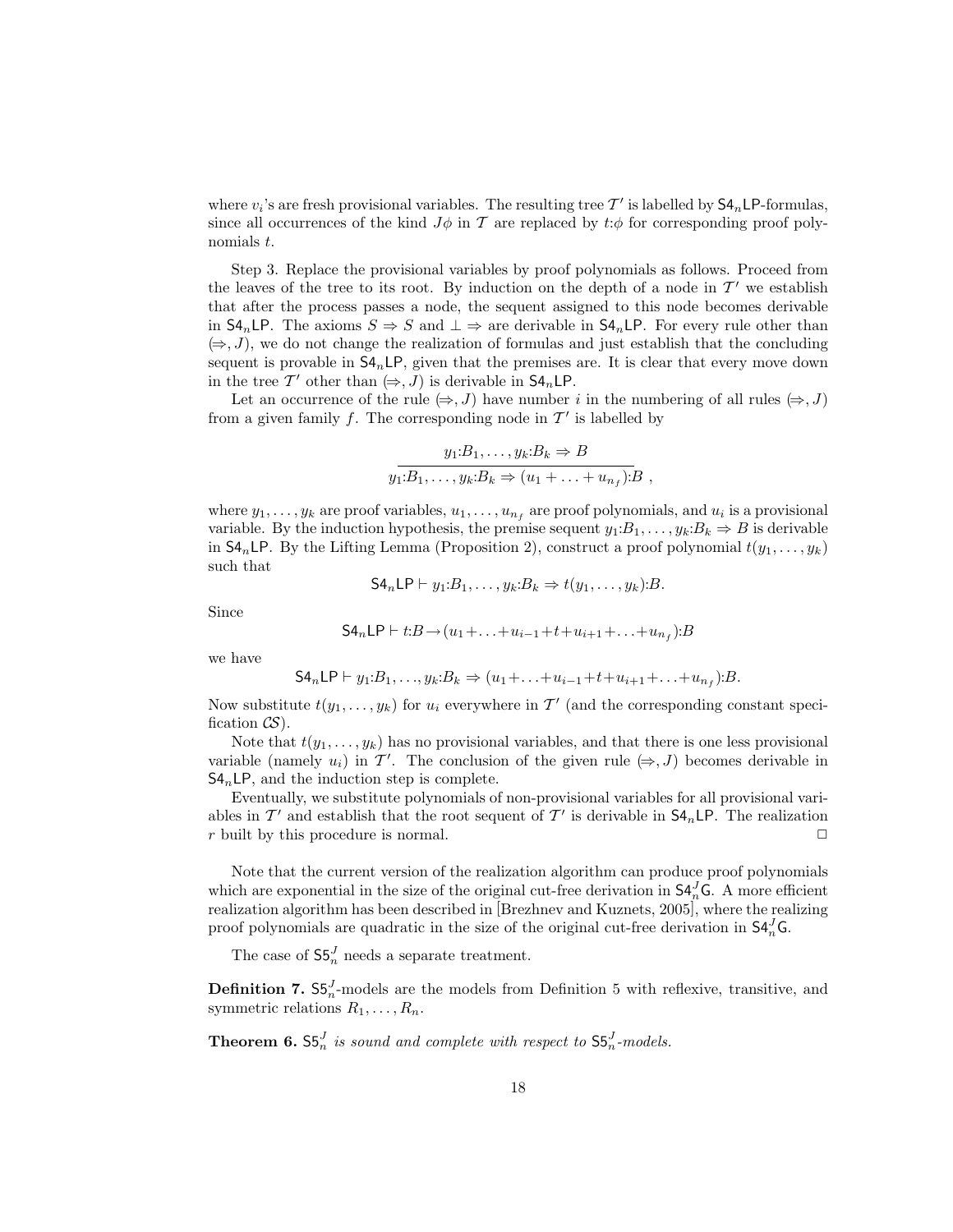where $v_i$'s are fresh provisional variables. The resulting tree $\mathcal{T}'$ is labelled by $\mathsf{S4}_n\mathsf{LP}$-formulas, since all occurrences of the kind $J\phi$ in $\mathcal{T}$ are replaced by $t{:}\phi$ for corresponding proof polynomials $t$.

Step 3. Replace the provisional variables by proof polynomials as follows. Proceed from the leaves of the tree to its root. By induction on the depth of a node in $\mathcal{T}'$ we establish that after the process passes a node, the sequent assigned to this node becomes derivable in $\mathsf{S4}_n\mathsf{LP}$. The axioms $S \Rightarrow S$ and $\bot \Rightarrow$ are derivable in $\mathsf{S4}_n\mathsf{LP}$. For every rule other than $(\Rightarrow, J)$, we do not change the realization of formulas and just establish that the concluding sequent is provable in $\mathsf{S4}_n\mathsf{LP}$, given that the premises are. It is clear that every move down in the tree $\mathcal{T}'$ other than $(\Rightarrow, J)$ is derivable in $\mathsf{S4}_n\mathsf{LP}$.

Let an occurrence of the rule $(\Rightarrow, J)$ have number $i$ in the numbering of all rules $(\Rightarrow, J)$ from a given family $f$. The corresponding node in $\mathcal{T}'$ is labelled by

$$\frac{y_1{:}B_1, \ldots, y_k{:}B_k \Rightarrow B}{y_1{:}B_1, \ldots, y_k{:}B_k \Rightarrow (u_1 + \ldots + u_{n_f}){:}B}\ ,$$

where $y_1, \ldots, y_k$ are proof variables, $u_1, \ldots, u_{n_f}$ are proof polynomials, and $u_i$ is a provisional variable. By the induction hypothesis, the premise sequent $y_1{:}B_1, \ldots, y_k{:}B_k \Rightarrow B$ is derivable in $\mathsf{S4}_n\mathsf{LP}$. By the Lifting Lemma (Proposition 2), construct a proof polynomial $t(y_1, \ldots, y_k)$ such that

$$\mathsf{S4}_n\mathsf{LP} \vdash y_1{:}B_1, \ldots, y_k{:}B_k \Rightarrow t(y_1, \ldots, y_k){:}B.$$

Since

$$\mathsf{S4}_n\mathsf{LP} \vdash t{:}B \rightarrow (u_1 + \ldots + u_{i-1} + t + u_{i+1} + \ldots + u_{n_f}){:}B$$

we have

$$\mathsf{S4}_n\mathsf{LP} \vdash y_1{:}B_1, \ldots, y_k{:}B_k \Rightarrow (u_1 + \ldots + u_{i-1} + t + u_{i+1} + \ldots + u_{n_f}){:}B.$$

Now substitute $t(y_1, \ldots, y_k)$ for $u_i$ everywhere in $\mathcal{T}'$ (and the corresponding constant specification $\mathcal{CS}$).

Note that $t(y_1, \ldots, y_k)$ has no provisional variables, and that there is one less provisional variable (namely $u_i$) in $\mathcal{T}'$. The conclusion of the given rule $(\Rightarrow, J)$ becomes derivable in $\mathsf{S4}_n\mathsf{LP}$, and the induction step is complete.

Eventually, we substitute polynomials of non-provisional variables for all provisional variables in $\mathcal{T}'$ and establish that the root sequent of $\mathcal{T}'$ is derivable in $\mathsf{S4}_n\mathsf{LP}$. The realization $r$ built by this procedure is normal. $\square$

Note that the current version of the realization algorithm can produce proof polynomials which are exponential in the size of the original cut-free derivation in $\mathsf{S4}_n^J\mathsf{G}$. A more efficient realization algorithm has been described in [Brezhnev and Kuznets, 2005], where the realizing proof polynomials are quadratic in the size of the original cut-free derivation in $\mathsf{S4}_n^J\mathsf{G}$.

The case of $\mathsf{S5}_n^J$ needs a separate treatment.

**Definition 7.** $\mathsf{S5}_n^J$-models are the models from Definition 5 with reflexive, transitive, and symmetric relations $R_1, \ldots, R_n$.

**Theorem 6.** *$\mathsf{S5}_n^J$ is sound and complete with respect to $\mathsf{S5}_n^J$-models.*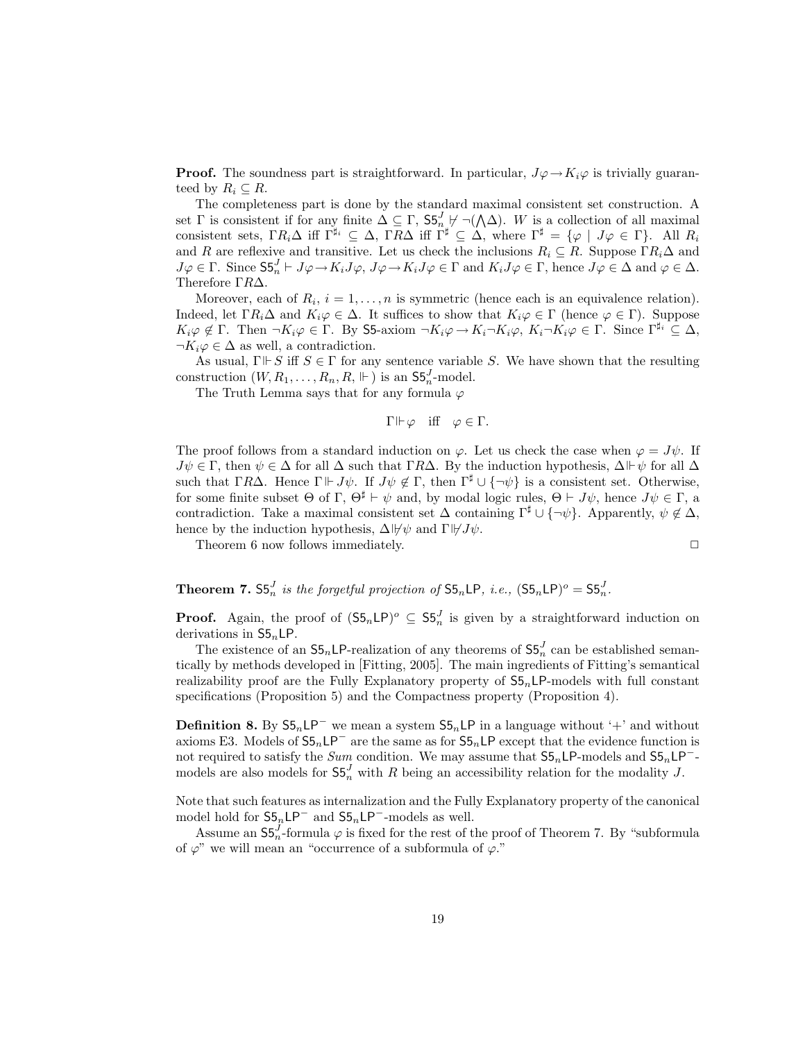**Proof.** The soundness part is straightforward. In particular, $J\varphi \rightarrow K_i\varphi$ is trivially guaranteed by $R_i \subseteq R$.

The completeness part is done by the standard maximal consistent set construction. A set $\Gamma$ is consistent if for any finite $\Delta \subseteq \Gamma$, $\mathsf{S5}_n^J \not\vdash \neg(\bigwedge\Delta)$. $W$ is a collection of all maximal consistent sets, $\Gamma R_i \Delta$ iff $\Gamma^{\sharp_i} \subseteq \Delta$, $\Gamma R \Delta$ iff $\Gamma^\sharp \subseteq \Delta$, where $\Gamma^\sharp = \{\varphi \mid J\varphi \in \Gamma\}$. All $R_i$ and $R$ are reflexive and transitive. Let us check the inclusions $R_i \subseteq R$. Suppose $\Gamma R_i \Delta$ and $J\varphi \in \Gamma$. Since $\mathsf{S5}_n^J \vdash J\varphi \rightarrow K_i J\varphi$, $J\varphi \rightarrow K_i J\varphi \in \Gamma$ and $K_i J\varphi \in \Gamma$, hence $J\varphi \in \Delta$ and $\varphi \in \Delta$. Therefore $\Gamma R \Delta$.

Moreover, each of $R_i$, $i = 1, \ldots, n$ is symmetric (hence each is an equivalence relation). Indeed, let $\Gamma R_i \Delta$ and $K_i\varphi \in \Delta$. It suffices to show that $K_i\varphi \in \Gamma$ (hence $\varphi \in \Gamma$). Suppose $K_i\varphi \notin \Gamma$. Then $\neg K_i\varphi \in \Gamma$. By $\mathsf{S5}$-axiom $\neg K_i\varphi \rightarrow K_i\neg K_i\varphi$, $K_i\neg K_i\varphi \in \Gamma$. Since $\Gamma^{\sharp_i} \subseteq \Delta$, $\neg K_i\varphi \in \Delta$ as well, a contradiction.

As usual, $\Gamma \Vdash S$ iff $S \in \Gamma$ for any sentence variable $S$. We have shown that the resulting construction $(W, R_1, \ldots, R_n, R, \Vdash)$ is an $\mathsf{S5}_n^J$-model.

The Truth Lemma says that for any formula $\varphi$

$$\Gamma \Vdash \varphi \quad \text{iff} \quad \varphi \in \Gamma.$$

The proof follows from a standard induction on $\varphi$. Let us check the case when $\varphi = J\psi$. If $J\psi \in \Gamma$, then $\psi \in \Delta$ for all $\Delta$ such that $\Gamma R \Delta$. By the induction hypothesis, $\Delta \Vdash \psi$ for all $\Delta$ such that $\Gamma R \Delta$. Hence $\Gamma \Vdash J\psi$. If $J\psi \notin \Gamma$, then $\Gamma^\sharp \cup \{\neg\psi\}$ is a consistent set. Otherwise, for some finite subset $\Theta$ of $\Gamma$, $\Theta^\sharp \vdash \psi$ and, by modal logic rules, $\Theta \vdash J\psi$, hence $J\psi \in \Gamma$, a contradiction. Take a maximal consistent set $\Delta$ containing $\Gamma^\sharp \cup \{\neg\psi\}$. Apparently, $\psi \notin \Delta$, hence by the induction hypothesis, $\Delta \not\Vdash \psi$ and $\Gamma \not\Vdash J\psi$.

Theorem 6 now follows immediately. $\Box$

**Theorem 7.** *$\mathsf{S5}_n^J$ is the forgetful projection of $\mathsf{S5}_n\mathsf{LP}$, i.e., $(\mathsf{S5}_n\mathsf{LP})^o = \mathsf{S5}_n^J$.*

**Proof.** Again, the proof of $(\mathsf{S5}_n\mathsf{LP})^o \subseteq \mathsf{S5}_n^J$ is given by a straightforward induction on derivations in $\mathsf{S5}_n\mathsf{LP}$.

The existence of an $\mathsf{S5}_n\mathsf{LP}$-realization of any theorems of $\mathsf{S5}_n^J$ can be established semantically by methods developed in [Fitting, 2005]. The main ingredients of Fitting's semantical realizability proof are the Fully Explanatory property of $\mathsf{S5}_n\mathsf{LP}$-models with full constant specifications (Proposition 5) and the Compactness property (Proposition 4).

**Definition 8.** By $\mathsf{S5}_n\mathsf{LP}^-$ we mean a system $\mathsf{S5}_n\mathsf{LP}$ in a language without '+' and without axioms E3. Models of $\mathsf{S5}_n\mathsf{LP}^-$ are the same as for $\mathsf{S5}_n\mathsf{LP}$ except that the evidence function is not required to satisfy the *Sum* condition. We may assume that $\mathsf{S5}_n\mathsf{LP}$-models and $\mathsf{S5}_n\mathsf{LP}^-$-models are also models for $\mathsf{S5}_n^J$ with $R$ being an accessibility relation for the modality $J$.

Note that such features as internalization and the Fully Explanatory property of the canonical model hold for $\mathsf{S5}_n\mathsf{LP}^-$ and $\mathsf{S5}_n\mathsf{LP}^-$-models as well.

Assume an $\mathsf{S5}_n^J$-formula $\varphi$ is fixed for the rest of the proof of Theorem 7. By "subformula of $\varphi$" we will mean an "occurrence of a subformula of $\varphi$."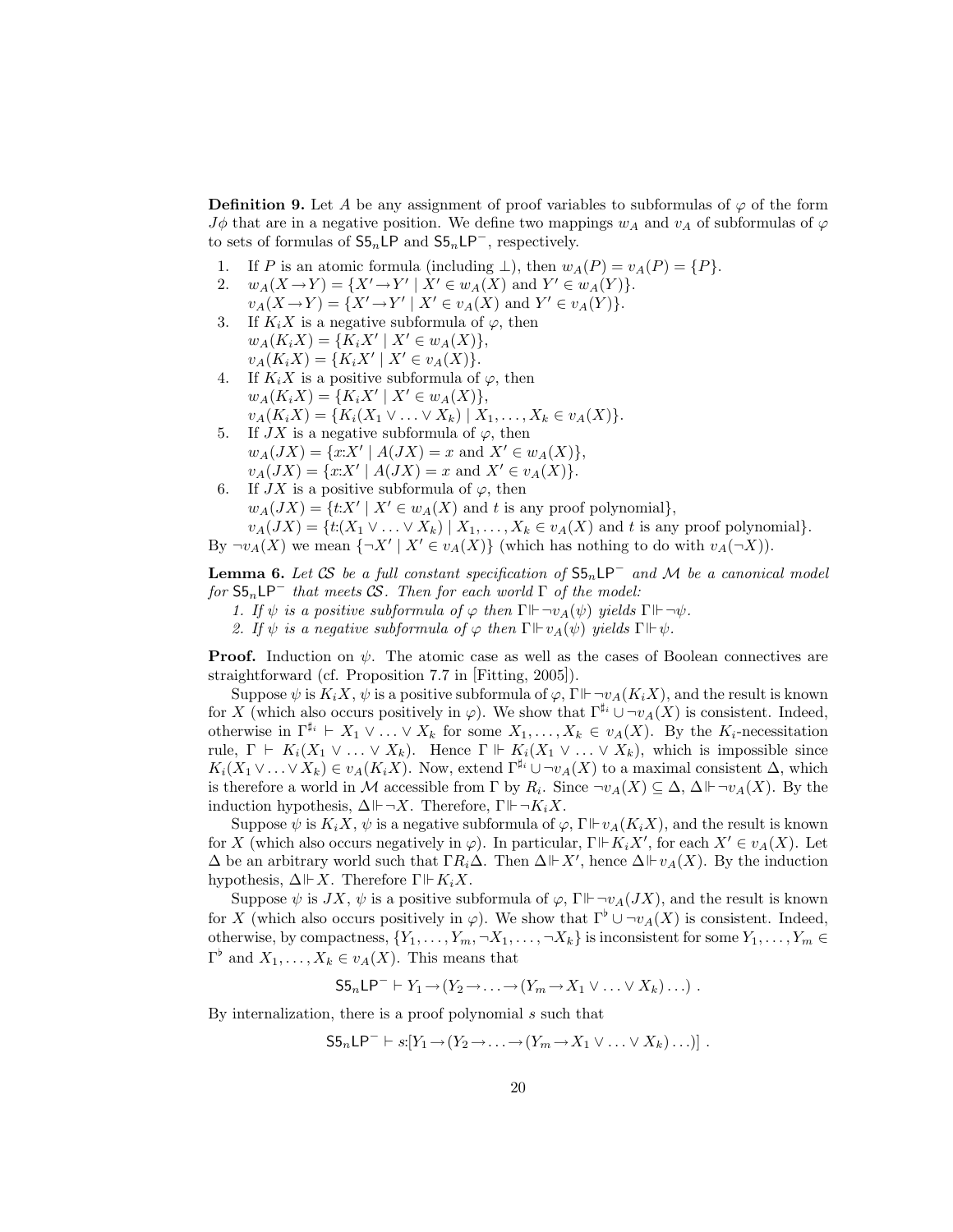**Definition 9.** Let $A$ be any assignment of proof variables to subformulas of $\varphi$ of the form $J\phi$ that are in a negative position. We define two mappings $w_A$ and $v_A$ of subformulas of $\varphi$ to sets of formulas of $\mathsf{S5}_n\mathsf{LP}$ and $\mathsf{S5}_n\mathsf{LP}^-$, respectively.

1. If $P$ is an atomic formula (including $\bot$), then $w_A(P) = v_A(P) = \{P\}$.
2. $w_A(X \to Y) = \{X' \to Y' \mid X' \in w_A(X) \text{ and } Y' \in w_A(Y)\}$.
   $v_A(X \to Y) = \{X' \to Y' \mid X' \in v_A(X) \text{ and } Y' \in v_A(Y)\}$.
3. If $K_i X$ is a negative subformula of $\varphi$, then
   $w_A(K_i X) = \{K_i X' \mid X' \in w_A(X)\}$,
   $v_A(K_i X) = \{K_i X' \mid X' \in v_A(X)\}$.
4. If $K_i X$ is a positive subformula of $\varphi$, then
   $w_A(K_i X) = \{K_i X' \mid X' \in w_A(X)\}$,
   $v_A(K_i X) = \{K_i(X_1 \vee \ldots \vee X_k) \mid X_1, \ldots, X_k \in v_A(X)\}$.
5. If $JX$ is a negative subformula of $\varphi$, then
   $w_A(JX) = \{x{:}X' \mid A(JX) = x \text{ and } X' \in w_A(X)\}$,
   $v_A(JX) = \{x{:}X' \mid A(JX) = x \text{ and } X' \in v_A(X)\}$.
6. If $JX$ is a positive subformula of $\varphi$, then
   $w_A(JX) = \{t{:}X' \mid X' \in w_A(X) \text{ and } t \text{ is any proof polynomial}\}$,
   $v_A(JX) = \{t{:}(X_1 \vee \ldots \vee X_k) \mid X_1, \ldots, X_k \in v_A(X) \text{ and } t \text{ is any proof polynomial}\}$.

By $\neg v_A(X)$ we mean $\{\neg X' \mid X' \in v_A(X)\}$ (which has nothing to do with $v_A(\neg X)$).

**Lemma 6.** *Let $\mathcal{CS}$ be a full constant specification of $\mathsf{S5}_n\mathsf{LP}^-$ and $\mathcal{M}$ be a canonical model for $\mathsf{S5}_n\mathsf{LP}^-$ that meets $\mathcal{CS}$. Then for each world $\Gamma$ of the model:*

1. *If $\psi$ is a positive subformula of $\varphi$ then $\Gamma \Vdash \neg v_A(\psi)$ yields $\Gamma \Vdash \neg\psi$.*
2. *If $\psi$ is a negative subformula of $\varphi$ then $\Gamma \Vdash v_A(\psi)$ yields $\Gamma \Vdash \psi$.*

**Proof.** Induction on $\psi$. The atomic case as well as the cases of Boolean connectives are straightforward (cf. Proposition 7.7 in [Fitting, 2005]).

Suppose $\psi$ is $K_i X$, $\psi$ is a positive subformula of $\varphi$, $\Gamma \Vdash \neg v_A(K_i X)$, and the result is known for $X$ (which also occurs positively in $\varphi$). We show that $\Gamma^{\sharp_i} \cup \neg v_A(X)$ is consistent. Indeed, otherwise in $\Gamma^{\sharp_i} \vdash X_1 \vee \ldots \vee X_k$ for some $X_1, \ldots, X_k \in v_A(X)$. By the $K_i$-necessitation rule, $\Gamma \vdash K_i(X_1 \vee \ldots \vee X_k)$. Hence $\Gamma \Vdash K_i(X_1 \vee \ldots \vee X_k)$, which is impossible since $K_i(X_1 \vee \ldots \vee X_k) \in v_A(K_i X)$. Now, extend $\Gamma^{\sharp_i} \cup \neg v_A(X)$ to a maximal consistent $\Delta$, which is therefore a world in $\mathcal{M}$ accessible from $\Gamma$ by $R_i$. Since $\neg v_A(X) \subseteq \Delta$, $\Delta \Vdash \neg v_A(X)$. By the induction hypothesis, $\Delta \Vdash \neg X$. Therefore, $\Gamma \Vdash \neg K_i X$.

Suppose $\psi$ is $K_i X$, $\psi$ is a negative subformula of $\varphi$, $\Gamma \Vdash v_A(K_i X)$, and the result is known for $X$ (which also occurs negatively in $\varphi$). In particular, $\Gamma \Vdash K_i X'$, for each $X' \in v_A(X)$. Let $\Delta$ be an arbitrary world such that $\Gamma R_i \Delta$. Then $\Delta \Vdash X'$, hence $\Delta \Vdash v_A(X)$. By the induction hypothesis, $\Delta \Vdash X$. Therefore $\Gamma \Vdash K_i X$.

Suppose $\psi$ is $JX$, $\psi$ is a positive subformula of $\varphi$, $\Gamma \Vdash \neg v_A(JX)$, and the result is known for $X$ (which also occurs positively in $\varphi$). We show that $\Gamma^{\flat} \cup \neg v_A(X)$ is consistent. Indeed, otherwise, by compactness, $\{Y_1, \ldots, Y_m, \neg X_1, \ldots, \neg X_k\}$ is inconsistent for some $Y_1, \ldots, Y_m \in \Gamma^{\flat}$ and $X_1, \ldots, X_k \in v_A(X)$. This means that

$$\mathsf{S5}_n\mathsf{LP}^- \vdash Y_1 \to (Y_2 \to \ldots \to (Y_m \to X_1 \vee \ldots \vee X_k) \ldots) \; .$$

By internalization, there is a proof polynomial $s$ such that

$$\mathsf{S5}_n\mathsf{LP}^- \vdash s{:}[Y_1 \to (Y_2 \to \ldots \to (Y_m \to X_1 \vee \ldots \vee X_k) \ldots)] \; .$$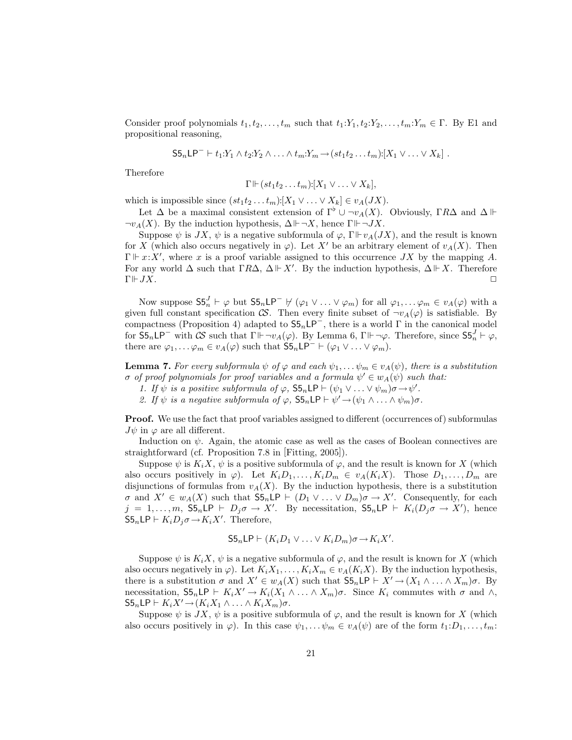Consider proof polynomials $t_1, t_2, \ldots, t_m$ such that $t_1{:}Y_1, t_2{:}Y_2, \ldots, t_m{:}Y_m \in \Gamma$. By E1 and propositional reasoning,

$$\mathsf{S5}_n\mathsf{LP}^- \vdash t_1{:}Y_1 \wedge t_2{:}Y_2 \wedge \ldots \wedge t_m{:}Y_m \rightarrow (st_1t_2\ldots t_m){:}[X_1 \vee \ldots \vee X_k]\ .$$

Therefore

$$\Gamma \Vdash (st_1t_2\ldots t_m){:}[X_1 \vee \ldots \vee X_k],$$

which is impossible since $(st_1t_2\ldots t_m){:}[X_1 \vee \ldots \vee X_k] \in v_A(JX)$.

Let $\Delta$ be a maximal consistent extension of $\Gamma^\flat \cup \neg v_A(X)$. Obviously, $\Gamma R \Delta$ and $\Delta \Vdash \neg v_A(X)$. By the induction hypothesis, $\Delta \Vdash \neg X$, hence $\Gamma \Vdash \neg JX$.

Suppose $\psi$ is $JX$, $\psi$ is a negative subformula of $\varphi$, $\Gamma \Vdash v_A(JX)$, and the result is known for $X$ (which also occurs negatively in $\varphi$). Let $X'$ be an arbitrary element of $v_A(X)$. Then $\Gamma \Vdash x{:}X'$, where $x$ is a proof variable assigned to this occurrence $JX$ by the mapping $A$. For any world $\Delta$ such that $\Gamma R \Delta$, $\Delta \Vdash X'$. By the induction hypothesis, $\Delta \Vdash X$. Therefore $\Gamma \Vdash JX$. □

Now suppose $\mathsf{S5}_n^J \vdash \varphi$ but $\mathsf{S5}_n\mathsf{LP}^- \nvdash (\varphi_1 \vee \ldots \vee \varphi_m)$ for all $\varphi_1, \ldots \varphi_m \in v_A(\varphi)$ with a given full constant specification $\mathcal{CS}$. Then every finite subset of $\neg v_A(\varphi)$ is satisfiable. By compactness (Proposition 4) adapted to $\mathsf{S5}_n\mathsf{LP}^-$, there is a world $\Gamma$ in the canonical model for $\mathsf{S5}_n\mathsf{LP}^-$ with $\mathcal{CS}$ such that $\Gamma \Vdash \neg v_A(\varphi)$. By Lemma 6, $\Gamma \Vdash \neg\varphi$. Therefore, since $\mathsf{S5}_n^J \vdash \varphi$, there are $\varphi_1, \ldots \varphi_m \in v_A(\varphi)$ such that $\mathsf{S5}_n\mathsf{LP}^- \vdash (\varphi_1 \vee \ldots \vee \varphi_m)$.

**Lemma 7.** *For every subformula $\psi$ of $\varphi$ and each $\psi_1, \ldots \psi_m \in v_A(\psi)$, there is a substitution $\sigma$ of proof polynomials for proof variables and a formula $\psi' \in w_A(\psi)$ such that:*

1. *If $\psi$ is a positive subformula of $\varphi$, $\mathsf{S5}_n\mathsf{LP} \vdash (\psi_1 \vee \ldots \vee \psi_m)\sigma \rightarrow \psi'$.*
2. *If $\psi$ is a negative subformula of $\varphi$, $\mathsf{S5}_n\mathsf{LP} \vdash \psi' \rightarrow (\psi_1 \wedge \ldots \wedge \psi_m)\sigma$.*

**Proof.** We use the fact that proof variables assigned to different (occurrences of) subformulas $J\psi$ in $\varphi$ are all different.

Induction on $\psi$. Again, the atomic case as well as the cases of Boolean connectives are straightforward (cf. Proposition 7.8 in [Fitting, 2005]).

Suppose $\psi$ is $K_iX$, $\psi$ is a positive subformula of $\varphi$, and the result is known for $X$ (which also occurs positively in $\varphi$). Let $K_iD_1, \ldots, K_iD_m \in v_A(K_iX)$. Those $D_1, \ldots, D_m$ are disjunctions of formulas from $v_A(X)$. By the induction hypothesis, there is a substitution $\sigma$ and $X' \in w_A(X)$ such that $\mathsf{S5}_n\mathsf{LP} \vdash (D_1 \vee \ldots \vee D_m)\sigma \rightarrow X'$. Consequently, for each $j = 1, \ldots, m$, $\mathsf{S5}_n\mathsf{LP} \vdash D_j\sigma \rightarrow X'$. By necessitation, $\mathsf{S5}_n\mathsf{LP} \vdash K_i(D_j\sigma \rightarrow X')$, hence $\mathsf{S5}_n\mathsf{LP} \vdash K_iD_j\sigma \rightarrow K_iX'$. Therefore,

$$\mathsf{S5}_n\mathsf{LP} \vdash (K_iD_1 \vee \ldots \vee K_iD_m)\sigma \rightarrow K_iX'.$$

Suppose $\psi$ is $K_iX$, $\psi$ is a negative subformula of $\varphi$, and the result is known for $X$ (which also occurs negatively in $\varphi$). Let $K_iX_1, \ldots, K_iX_m \in v_A(K_iX)$. By the induction hypothesis, there is a substitution $\sigma$ and $X' \in w_A(X)$ such that $\mathsf{S5}_n\mathsf{LP} \vdash X' \rightarrow (X_1 \wedge \ldots \wedge X_m)\sigma$. By necessitation, $\mathsf{S5}_n\mathsf{LP} \vdash K_iX' \rightarrow K_i(X_1 \wedge \ldots \wedge X_m)\sigma$. Since $K_i$ commutes with $\sigma$ and $\wedge$, $\mathsf{S5}_n\mathsf{LP} \vdash K_iX' \rightarrow (K_iX_1 \wedge \ldots \wedge K_iX_m)\sigma$.

Suppose $\psi$ is $JX$, $\psi$ is a positive subformula of $\varphi$, and the result is known for $X$ (which also occurs positively in $\varphi$). In this case $\psi_1, \ldots \psi_m \in v_A(\psi)$ are of the form $t_1{:}D_1, \ldots, t_m{:}$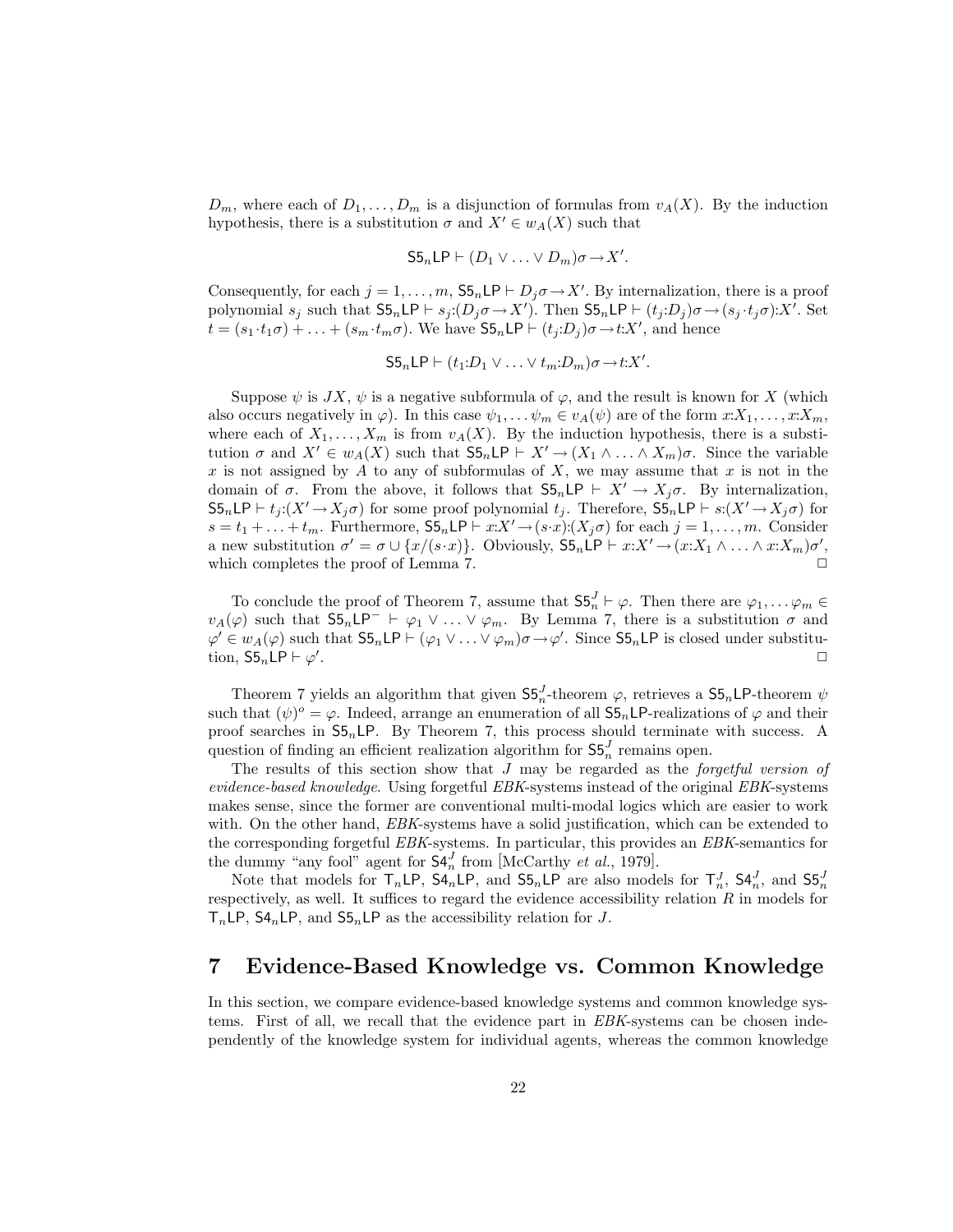$D_m$, where each of $D_1, \ldots, D_m$ is a disjunction of formulas from $v_A(X)$. By the induction hypothesis, there is a substitution $\sigma$ and $X' \in w_A(X)$ such that

$$\mathsf{S5}_n\mathsf{LP} \vdash (D_1 \vee \ldots \vee D_m)\sigma \rightarrow X'.$$

Consequently, for each $j = 1, \ldots, m$, $\mathsf{S5}_n\mathsf{LP} \vdash D_j\sigma \rightarrow X'$. By internalization, there is a proof polynomial $s_j$ such that $\mathsf{S5}_n\mathsf{LP} \vdash s_j{:}(D_j\sigma \rightarrow X')$. Then $\mathsf{S5}_n\mathsf{LP} \vdash (t_j{:}D_j)\sigma \rightarrow (s_j \cdot t_j\sigma){:}X'$. Set $t = (s_1 \cdot t_1\sigma) + \ldots + (s_m \cdot t_m\sigma)$. We have $\mathsf{S5}_n\mathsf{LP} \vdash (t_j{:}D_j)\sigma \rightarrow t{:}X'$, and hence

$$\mathsf{S5}_n\mathsf{LP} \vdash (t_1{:}D_1 \vee \ldots \vee t_m{:}D_m)\sigma \rightarrow t{:}X'.$$

Suppose $\psi$ is $JX$, $\psi$ is a negative subformula of $\varphi$, and the result is known for $X$ (which also occurs negatively in $\varphi$). In this case $\psi_1, \ldots \psi_m \in v_A(\psi)$ are of the form $x{:}X_1, \ldots, x{:}X_m$, where each of $X_1, \ldots, X_m$ is from $v_A(X)$. By the induction hypothesis, there is a substitution $\sigma$ and $X' \in w_A(X)$ such that $\mathsf{S5}_n\mathsf{LP} \vdash X' \rightarrow (X_1 \wedge \ldots \wedge X_m)\sigma$. Since the variable $x$ is not assigned by $A$ to any of subformulas of $X$, we may assume that $x$ is not in the domain of $\sigma$. From the above, it follows that $\mathsf{S5}_n\mathsf{LP} \vdash X' \rightarrow X_j\sigma$. By internalization, $\mathsf{S5}_n\mathsf{LP} \vdash t_j{:}(X' \rightarrow X_j\sigma)$ for some proof polynomial $t_j$. Therefore, $\mathsf{S5}_n\mathsf{LP} \vdash s{:}(X' \rightarrow X_j\sigma)$ for $s = t_1 + \ldots + t_m$. Furthermore, $\mathsf{S5}_n\mathsf{LP} \vdash x{:}X' \rightarrow (s \cdot x){:}(X_j\sigma)$ for each $j = 1, \ldots, m$. Consider a new substitution $\sigma' = \sigma \cup \{x/(s \cdot x)\}$. Obviously, $\mathsf{S5}_n\mathsf{LP} \vdash x{:}X' \rightarrow (x{:}X_1 \wedge \ldots \wedge x{:}X_m)\sigma'$, which completes the proof of Lemma 7. $\Box$

To conclude the proof of Theorem 7, assume that $\mathsf{S5}_n^J \vdash \varphi$. Then there are $\varphi_1, \ldots \varphi_m \in v_A(\varphi)$ such that $\mathsf{S5}_n\mathsf{LP}^- \vdash \varphi_1 \vee \ldots \vee \varphi_m$. By Lemma 7, there is a substitution $\sigma$ and $\varphi' \in w_A(\varphi)$ such that $\mathsf{S5}_n\mathsf{LP} \vdash (\varphi_1 \vee \ldots \vee \varphi_m)\sigma \rightarrow \varphi'$. Since $\mathsf{S5}_n\mathsf{LP}$ is closed under substitution, $\mathsf{S5}_n\mathsf{LP} \vdash \varphi'$. $\Box$

Theorem 7 yields an algorithm that given $\mathsf{S5}_n^J$-theorem $\varphi$, retrieves a $\mathsf{S5}_n\mathsf{LP}$-theorem $\psi$ such that $(\psi)^o = \varphi$. Indeed, arrange an enumeration of all $\mathsf{S5}_n\mathsf{LP}$-realizations of $\varphi$ and their proof searches in $\mathsf{S5}_n\mathsf{LP}$. By Theorem 7, this process should terminate with success. A question of finding an efficient realization algorithm for $\mathsf{S5}_n^J$ remains open.

The results of this section show that $J$ may be regarded as the *forgetful version of evidence-based knowledge*. Using forgetful *EBK*-systems instead of the original *EBK*-systems makes sense, since the former are conventional multi-modal logics which are easier to work with. On the other hand, *EBK*-systems have a solid justification, which can be extended to the corresponding forgetful *EBK*-systems. In particular, this provides an *EBK*-semantics for the dummy "any fool" agent for $\mathsf{S4}_n^J$ from [McCarthy *et al.*, 1979].

Note that models for $\mathsf{T}_n\mathsf{LP}$, $\mathsf{S4}_n\mathsf{LP}$, and $\mathsf{S5}_n\mathsf{LP}$ are also models for $\mathsf{T}_n^J$, $\mathsf{S4}_n^J$, and $\mathsf{S5}_n^J$ respectively, as well. It suffices to regard the evidence accessibility relation $R$ in models for $\mathsf{T}_n\mathsf{LP}$, $\mathsf{S4}_n\mathsf{LP}$, and $\mathsf{S5}_n\mathsf{LP}$ as the accessibility relation for $J$.

## 7 Evidence-Based Knowledge vs. Common Knowledge

In this section, we compare evidence-based knowledge systems and common knowledge systems. First of all, we recall that the evidence part in *EBK*-systems can be chosen independently of the knowledge system for individual agents, whereas the common knowledge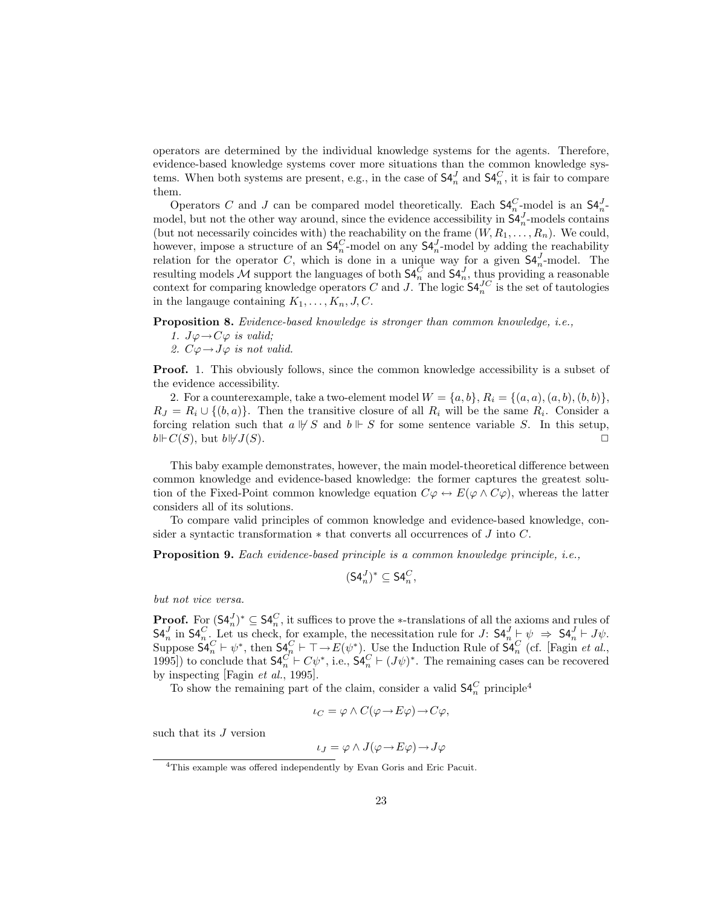operators are determined by the individual knowledge systems for the agents. Therefore, evidence-based knowledge systems cover more situations than the common knowledge systems. When both systems are present, e.g., in the case of $\mathsf{S4}_n^J$ and $\mathsf{S4}_n^C$, it is fair to compare them.

Operators $C$ and $J$ can be compared model theoretically. Each $\mathsf{S4}_n^C$-model is an $\mathsf{S4}_n^J$-model, but not the other way around, since the evidence accessibility in $\mathsf{S4}_n^J$-models contains (but not necessarily coincides with) the reachability on the frame $(W, R_1, \ldots, R_n)$. We could, however, impose a structure of an $\mathsf{S4}_n^C$-model on any $\mathsf{S4}_n^J$-model by adding the reachability relation for the operator $C$, which is done in a unique way for a given $\mathsf{S4}_n^J$-model. The resulting models $\mathcal{M}$ support the languages of both $\mathsf{S4}_n^C$ and $\mathsf{S4}_n^J$, thus providing a reasonable context for comparing knowledge operators $C$ and $J$. The logic $\mathsf{S4}_n^{JC}$ is the set of tautologies in the langauge containing $K_1, \ldots, K_n, J, C$.

**Proposition 8.** *Evidence-based knowledge is stronger than common knowledge, i.e.,*

1. $J\varphi \rightarrow C\varphi$ *is valid;*
2. $C\varphi \rightarrow J\varphi$ *is not valid.*

**Proof.** 1. This obviously follows, since the common knowledge accessibility is a subset of the evidence accessibility.

2. For a counterexample, take a two-element model $W = \{a, b\}$, $R_i = \{(a, a), (a, b), (b, b)\}$, $R_J = R_i \cup \{(b, a)\}$. Then the transitive closure of all $R_i$ will be the same $R_i$. Consider a forcing relation such that $a \not\Vdash S$ and $b \Vdash S$ for some sentence variable $S$. In this setup, $b \Vdash C(S)$, but $b \not\Vdash J(S)$. $\square$

This baby example demonstrates, however, the main model-theoretical difference between common knowledge and evidence-based knowledge: the former captures the greatest solution of the Fixed-Point common knowledge equation $C\varphi \leftrightarrow E(\varphi \wedge C\varphi)$, whereas the latter considers all of its solutions.

To compare valid principles of common knowledge and evidence-based knowledge, consider a syntactic transformation $*$ that converts all occurrences of $J$ into $C$.

**Proposition 9.** *Each evidence-based principle is a common knowledge principle, i.e.,*

$$(\mathsf{S4}_n^J)^* \subseteq \mathsf{S4}_n^C,$$

*but not vice versa.*

**Proof.** For $(\mathsf{S4}_n^J)^* \subseteq \mathsf{S4}_n^C$, it suffices to prove the $*$-translations of all the axioms and rules of $\mathsf{S4}_n^J$ in $\mathsf{S4}_n^C$. Let us check, for example, the necessitation rule for $J$: $\mathsf{S4}_n^J \vdash \psi \;\Rightarrow\; \mathsf{S4}_n^J \vdash J\psi$. Suppose $\mathsf{S4}_n^C \vdash \psi^*$, then $\mathsf{S4}_n^C \vdash \top \rightarrow E(\psi^*)$. Use the Induction Rule of $\mathsf{S4}_n^C$ (cf. [Fagin *et al.*, 1995]) to conclude that $\mathsf{S4}_n^C \vdash C\psi^*$, i.e., $\mathsf{S4}_n^C \vdash (J\psi)^*$. The remaining cases can be recovered by inspecting [Fagin *et al.*, 1995].

To show the remaining part of the claim, consider a valid $\mathsf{S4}_n^C$ principle[4]

$$\iota_C = \varphi \wedge C(\varphi \rightarrow E\varphi) \rightarrow C\varphi,$$

such that its $J$ version

$$\iota_J = \varphi \wedge J(\varphi \rightarrow E\varphi) \rightarrow J\varphi$$

[4] This example was offered independently by Evan Goris and Eric Pacuit.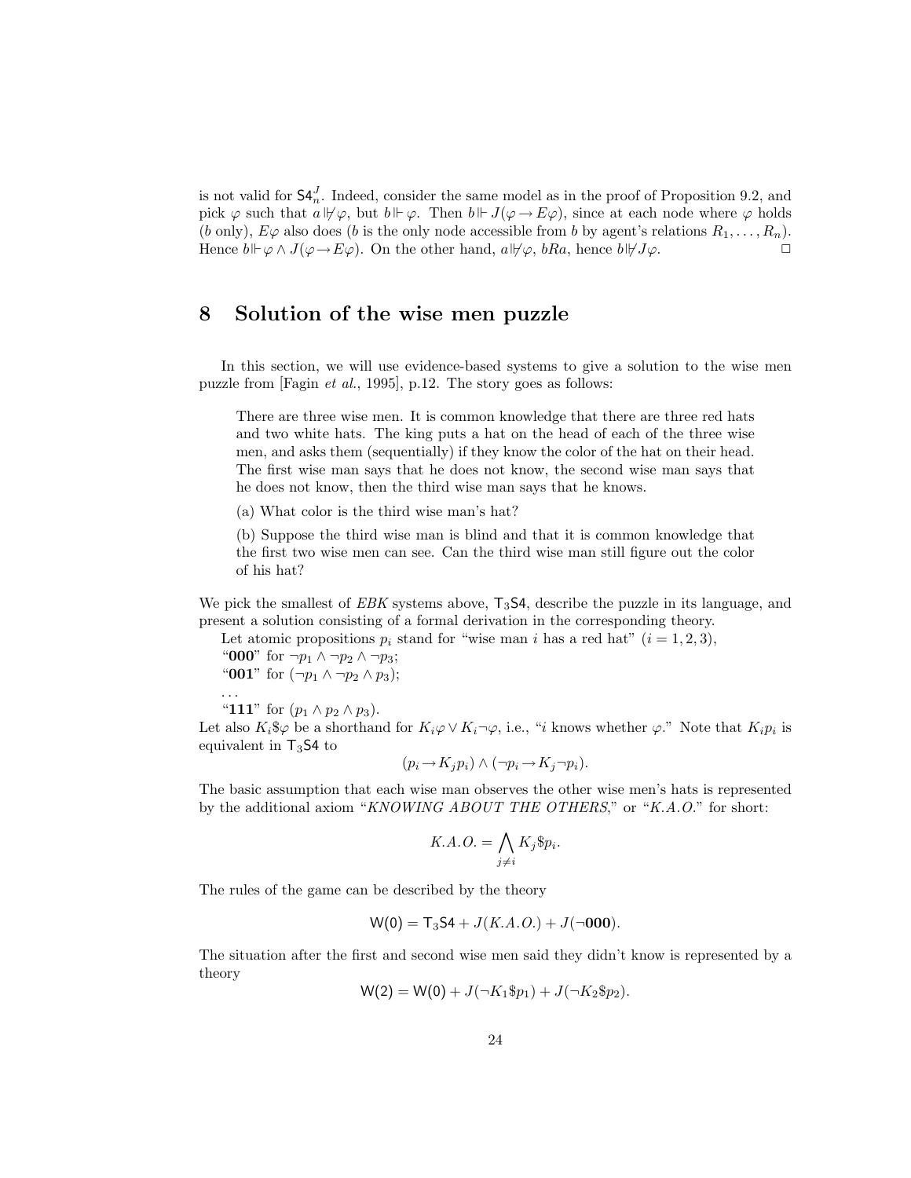is not valid for $\mathsf{S4}_n^J$. Indeed, consider the same model as in the proof of Proposition 9.2, and pick $\varphi$ such that $a \not\Vdash \varphi$, but $b \Vdash \varphi$. Then $b \Vdash J(\varphi \to E\varphi)$, since at each node where $\varphi$ holds ($b$ only), $E\varphi$ also does ($b$ is the only node accessible from $b$ by agent's relations $R_1, \ldots, R_n$). Hence $b \Vdash \varphi \wedge J(\varphi \to E\varphi)$. On the other hand, $a \not\Vdash \varphi$, $bRa$, hence $b \not\Vdash J\varphi$. $\square$

## 8 Solution of the wise men puzzle

In this section, we will use evidence-based systems to give a solution to the wise men puzzle from [Fagin *et al.*, 1995], p.12. The story goes as follows:

> There are three wise men. It is common knowledge that there are three red hats and two white hats. The king puts a hat on the head of each of the three wise men, and asks them (sequentially) if they know the color of the hat on their head. The first wise man says that he does not know, the second wise man says that he does not know, then the third wise man says that he knows.
>
> (a) What color is the third wise man's hat?
>
> (b) Suppose the third wise man is blind and that it is common knowledge that the first two wise men can see. Can the third wise man still figure out the color of his hat?

We pick the smallest of *EBK* systems above, $\mathsf{T}_3\mathsf{S4}$, describe the puzzle in its language, and present a solution consisting of a formal derivation in the corresponding theory.

Let atomic propositions $p_i$ stand for "wise man $i$ has a red hat" ($i = 1, 2, 3$),
"**000**" for $\neg p_1 \wedge \neg p_2 \wedge \neg p_3$;
"**001**" for $(\neg p_1 \wedge \neg p_2 \wedge p_3)$;
...
"**111**" for $(p_1 \wedge p_2 \wedge p_3)$.

Let also $K_i\$\varphi$ be a shorthand for $K_i\varphi \vee K_i\neg\varphi$, i.e., "$i$ knows whether $\varphi$." Note that $K_i p_i$ is equivalent in $\mathsf{T}_3\mathsf{S4}$ to

$$(p_i \to K_j p_i) \wedge (\neg p_i \to K_j \neg p_i).$$

The basic assumption that each wise man observes the other wise men's hats is represented by the additional axiom "*KNOWING ABOUT THE OTHERS*," or "*K.A.O.*" for short:

$$K.A.O. = \bigwedge_{j \neq i} K_j\$p_i.$$

The rules of the game can be described by the theory

$$\mathsf{W(0)} = \mathsf{T}_3\mathsf{S4} + J(K.A.O.) + J(\neg\mathbf{000}).$$

The situation after the first and second wise men said they didn't know is represented by a theory

$$\mathsf{W(2)} = \mathsf{W(0)} + J(\neg K_1\$p_1) + J(\neg K_2\$p_2).$$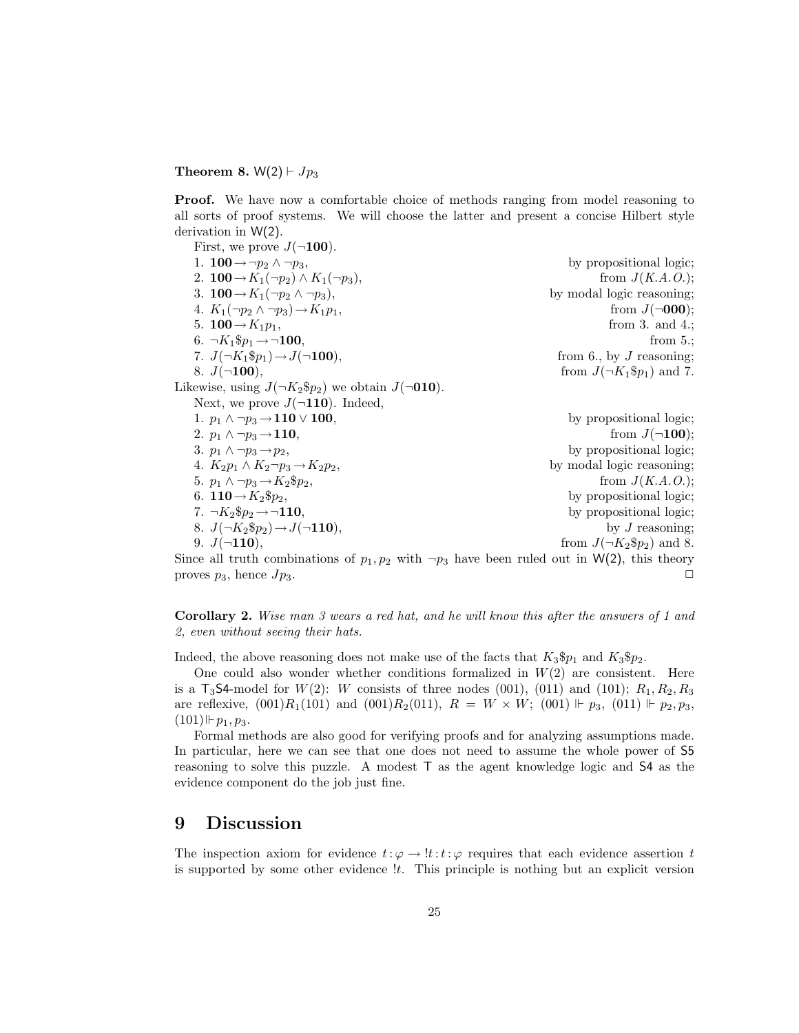**Theorem 8.** $\mathsf{W}(2) \vdash Jp_3$

**Proof.** We have now a comfortable choice of methods ranging from model reasoning to all sorts of proof systems. We will choose the latter and present a concise Hilbert style derivation in $\mathsf{W}(2)$.

First, we prove $J(\neg\mathbf{100})$.

1. $\mathbf{100} \rightarrow \neg p_2 \wedge \neg p_3$, by propositional logic;
2. $\mathbf{100} \rightarrow K_1(\neg p_2) \wedge K_1(\neg p_3)$, from $J(K.A.O.)$;
3. $\mathbf{100} \rightarrow K_1(\neg p_2 \wedge \neg p_3)$, by modal logic reasoning;
4. $K_1(\neg p_2 \wedge \neg p_3) \rightarrow K_1 p_1$, from $J(\neg\mathbf{000})$;
5. $\mathbf{100} \rightarrow K_1 p_1$, from 3. and 4.;
6. $\neg K_1 \$ p_1 \rightarrow \neg\mathbf{100}$, from 5.;
7. $J(\neg K_1 \$ p_1) \rightarrow J(\neg\mathbf{100})$, from 6., by $J$ reasoning;
8. $J(\neg\mathbf{100})$, from $J(\neg K_1 \$ p_1)$ and 7.

Likewise, using $J(\neg K_2 \$ p_2)$ we obtain $J(\neg\mathbf{010})$.

Next, we prove $J(\neg\mathbf{110})$. Indeed,

1. $p_1 \wedge \neg p_3 \rightarrow \mathbf{110} \vee \mathbf{100}$, by propositional logic;
2. $p_1 \wedge \neg p_3 \rightarrow \mathbf{110}$, from $J(\neg\mathbf{100})$;
3. $p_1 \wedge \neg p_3 \rightarrow p_2$, by propositional logic;
4. $K_2 p_1 \wedge K_2 \neg p_3 \rightarrow K_2 p_2$, by modal logic reasoning;
5. $p_1 \wedge \neg p_3 \rightarrow K_2 \$ p_2$, from $J(K.A.O.)$;
6. $\mathbf{110} \rightarrow K_2 \$ p_2$, by propositional logic;
7. $\neg K_2 \$ p_2 \rightarrow \neg\mathbf{110}$, by propositional logic;
8. $J(\neg K_2 \$ p_2) \rightarrow J(\neg\mathbf{110})$, by $J$ reasoning;
9. $J(\neg\mathbf{110})$, from $J(\neg K_2 \$ p_2)$ and 8.

Since all truth combinations of $p_1, p_2$ with $\neg p_3$ have been ruled out in $\mathsf{W}(2)$, this theory proves $p_3$, hence $Jp_3$. □

**Corollary 2.** *Wise man 3 wears a red hat, and he will know this after the answers of 1 and 2, even without seeing their hats.*

Indeed, the above reasoning does not make use of the facts that $K_3 \$ p_1$ and $K_3 \$ p_2$.

One could also wonder whether conditions formalized in $W(2)$ are consistent. Here is a $\mathsf{T}_3\mathsf{S4}$-model for $W(2)$: $W$ consists of three nodes (001), (011) and (101); $R_1, R_2, R_3$ are reflexive, $(001)R_1(101)$ and $(001)R_2(011)$, $R = W \times W$; $(001) \Vdash p_3$, $(011) \Vdash p_2, p_3$, $(101) \Vdash p_1, p_3$.

Formal methods are also good for verifying proofs and for analyzing assumptions made. In particular, here we can see that one does not need to assume the whole power of $\mathsf{S5}$ reasoning to solve this puzzle. A modest $\mathsf{T}$ as the agent knowledge logic and $\mathsf{S4}$ as the evidence component do the job just fine.

# 9 Discussion

The inspection axiom for evidence $t{:}\varphi \rightarrow\, !t{:}t{:}\varphi$ requires that each evidence assertion $t$ is supported by some other evidence $!t$. This principle is nothing but an explicit version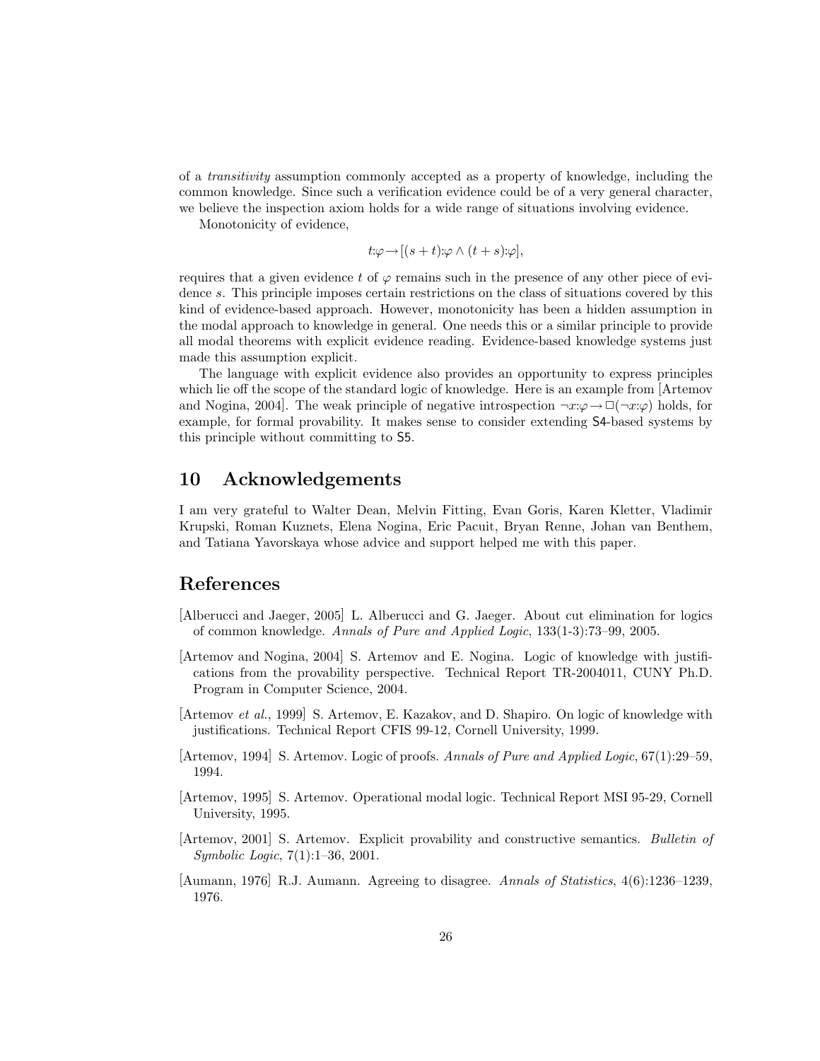of a *transitivity* assumption commonly accepted as a property of knowledge, including the common knowledge. Since such a verification evidence could be of a very general character, we believe the inspection axiom holds for a wide range of situations involving evidence.

Monotonicity of evidence,

$$t{:}\varphi \rightarrow [(s+t){:}\varphi \wedge (t+s){:}\varphi],$$

requires that a given evidence $t$ of $\varphi$ remains such in the presence of any other piece of evidence $s$. This principle imposes certain restrictions on the class of situations covered by this kind of evidence-based approach. However, monotonicity has been a hidden assumption in the modal approach to knowledge in general. One needs this or a similar principle to provide all modal theorems with explicit evidence reading. Evidence-based knowledge systems just made this assumption explicit.

The language with explicit evidence also provides an opportunity to express principles which lie off the scope of the standard logic of knowledge. Here is an example from [Artemov and Nogina, 2004]. The weak principle of negative introspection $\neg x{:}\varphi \rightarrow \Box(\neg x{:}\varphi)$ holds, for example, for formal provability. It makes sense to consider extending S4-based systems by this principle without committing to S5.

# 10 Acknowledgements

I am very grateful to Walter Dean, Melvin Fitting, Evan Goris, Karen Kletter, Vladimir Krupski, Roman Kuznets, Elena Nogina, Eric Pacuit, Bryan Renne, Johan van Benthem, and Tatiana Yavorskaya whose advice and support helped me with this paper.

# References

[Alberucci and Jaeger, 2005] L. Alberucci and G. Jaeger. About cut elimination for logics of common knowledge. *Annals of Pure and Applied Logic*, 133(1-3):73–99, 2005.

[Artemov and Nogina, 2004] S. Artemov and E. Nogina. Logic of knowledge with justifications from the provability perspective. Technical Report TR-2004011, CUNY Ph.D. Program in Computer Science, 2004.

[Artemov *et al.*, 1999] S. Artemov, E. Kazakov, and D. Shapiro. On logic of knowledge with justifications. Technical Report CFIS 99-12, Cornell University, 1999.

[Artemov, 1994] S. Artemov. Logic of proofs. *Annals of Pure and Applied Logic*, 67(1):29–59, 1994.

[Artemov, 1995] S. Artemov. Operational modal logic. Technical Report MSI 95-29, Cornell University, 1995.

[Artemov, 2001] S. Artemov. Explicit provability and constructive semantics. *Bulletin of Symbolic Logic*, 7(1):1–36, 2001.

[Aumann, 1976] R.J. Aumann. Agreeing to disagree. *Annals of Statistics*, 4(6):1236–1239, 1976.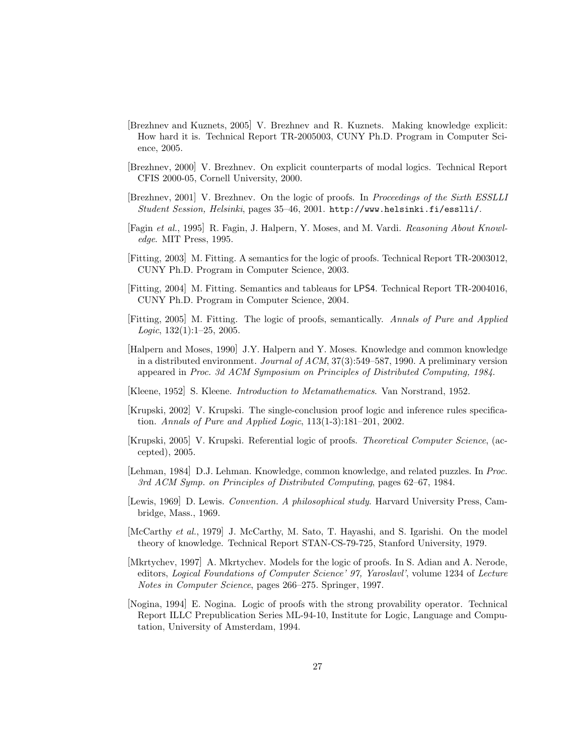[Brezhnev and Kuznets, 2005] V. Brezhnev and R. Kuznets. Making knowledge explicit: How hard it is. Technical Report TR-2005003, CUNY Ph.D. Program in Computer Science, 2005.

[Brezhnev, 2000] V. Brezhnev. On explicit counterparts of modal logics. Technical Report CFIS 2000-05, Cornell University, 2000.

[Brezhnev, 2001] V. Brezhnev. On the logic of proofs. In *Proceedings of the Sixth ESSLLI Student Session, Helsinki*, pages 35–46, 2001. `http://www.helsinki.fi/esslli/`.

[Fagin *et al.*, 1995] R. Fagin, J. Halpern, Y. Moses, and M. Vardi. *Reasoning About Knowledge*. MIT Press, 1995.

[Fitting, 2003] M. Fitting. A semantics for the logic of proofs. Technical Report TR-2003012, CUNY Ph.D. Program in Computer Science, 2003.

[Fitting, 2004] M. Fitting. Semantics and tableaus for LPS4. Technical Report TR-2004016, CUNY Ph.D. Program in Computer Science, 2004.

[Fitting, 2005] M. Fitting. The logic of proofs, semantically. *Annals of Pure and Applied Logic*, 132(1):1–25, 2005.

[Halpern and Moses, 1990] J.Y. Halpern and Y. Moses. Knowledge and common knowledge in a distributed environment. *Journal of ACM*, 37(3):549–587, 1990. A preliminary version appeared in *Proc. 3d ACM Symposium on Principles of Distributed Computing, 1984*.

[Kleene, 1952] S. Kleene. *Introduction to Metamathematics*. Van Norstrand, 1952.

[Krupski, 2002] V. Krupski. The single-conclusion proof logic and inference rules specification. *Annals of Pure and Applied Logic*, 113(1-3):181–201, 2002.

[Krupski, 2005] V. Krupski. Referential logic of proofs. *Theoretical Computer Science*, (accepted), 2005.

[Lehman, 1984] D.J. Lehman. Knowledge, common knowledge, and related puzzles. In *Proc. 3rd ACM Symp. on Principles of Distributed Computing*, pages 62–67, 1984.

[Lewis, 1969] D. Lewis. *Convention. A philosophical study*. Harvard University Press, Cambridge, Mass., 1969.

[McCarthy *et al.*, 1979] J. McCarthy, M. Sato, T. Hayashi, and S. Igarishi. On the model theory of knowledge. Technical Report STAN-CS-79-725, Stanford University, 1979.

[Mkrtychev, 1997] A. Mkrtychev. Models for the logic of proofs. In S. Adian and A. Nerode, editors, *Logical Foundations of Computer Science' 97, Yaroslavl'*, volume 1234 of *Lecture Notes in Computer Science*, pages 266–275. Springer, 1997.

[Nogina, 1994] E. Nogina. Logic of proofs with the strong provability operator. Technical Report ILLC Prepublication Series ML-94-10, Institute for Logic, Language and Computation, University of Amsterdam, 1994.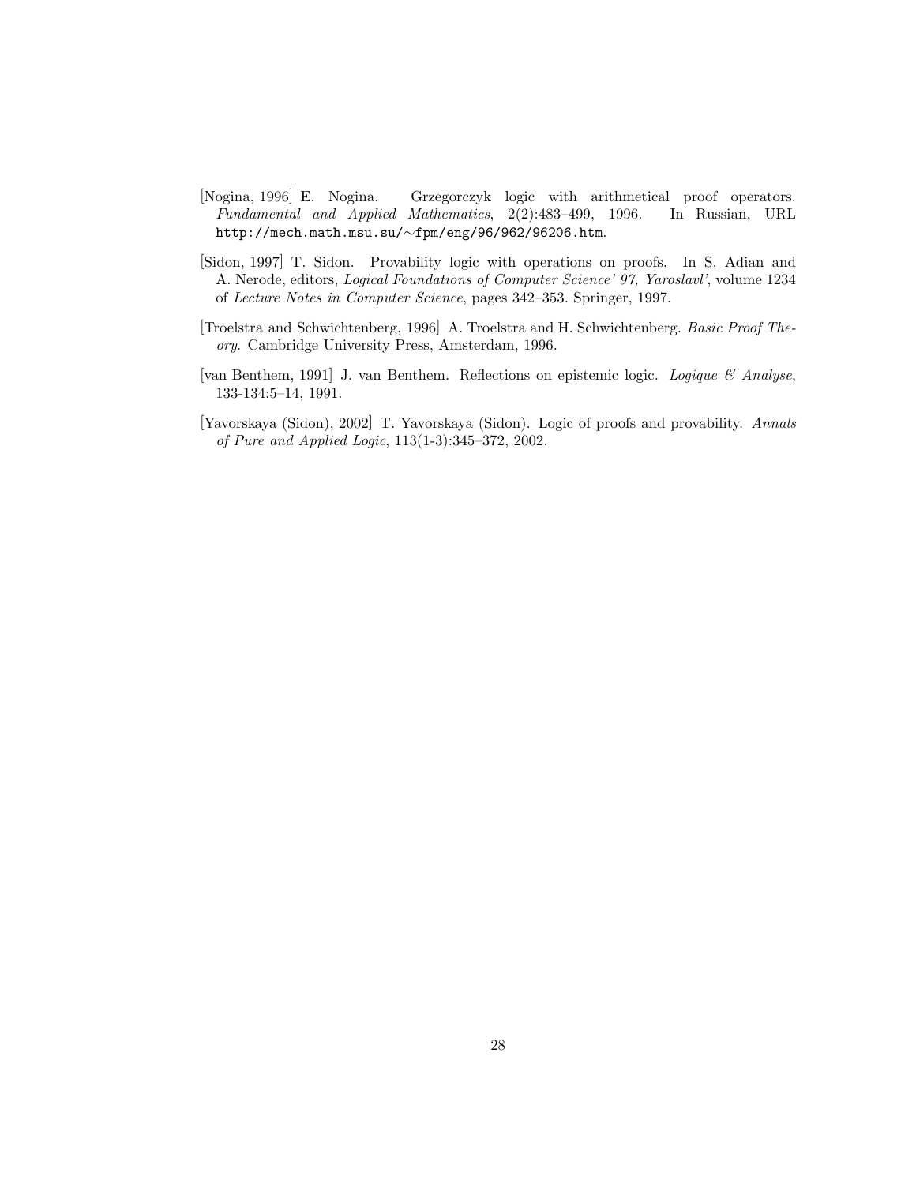[Nogina, 1996] E. Nogina. Grzegorczyk logic with arithmetical proof operators. *Fundamental and Applied Mathematics*, 2(2):483–499, 1996. In Russian, URL `http://mech.math.msu.su/~fpm/eng/96/962/96206.htm`.

[Sidon, 1997] T. Sidon. Provability logic with operations on proofs. In S. Adian and A. Nerode, editors, *Logical Foundations of Computer Science' 97, Yaroslavl'*, volume 1234 of *Lecture Notes in Computer Science*, pages 342–353. Springer, 1997.

[Troelstra and Schwichtenberg, 1996] A. Troelstra and H. Schwichtenberg. *Basic Proof Theory*. Cambridge University Press, Amsterdam, 1996.

[van Benthem, 1991] J. van Benthem. Reflections on epistemic logic. *Logique & Analyse*, 133-134:5–14, 1991.

[Yavorskaya (Sidon), 2002] T. Yavorskaya (Sidon). Logic of proofs and provability. *Annals of Pure and Applied Logic*, 113(1-3):345–372, 2002.